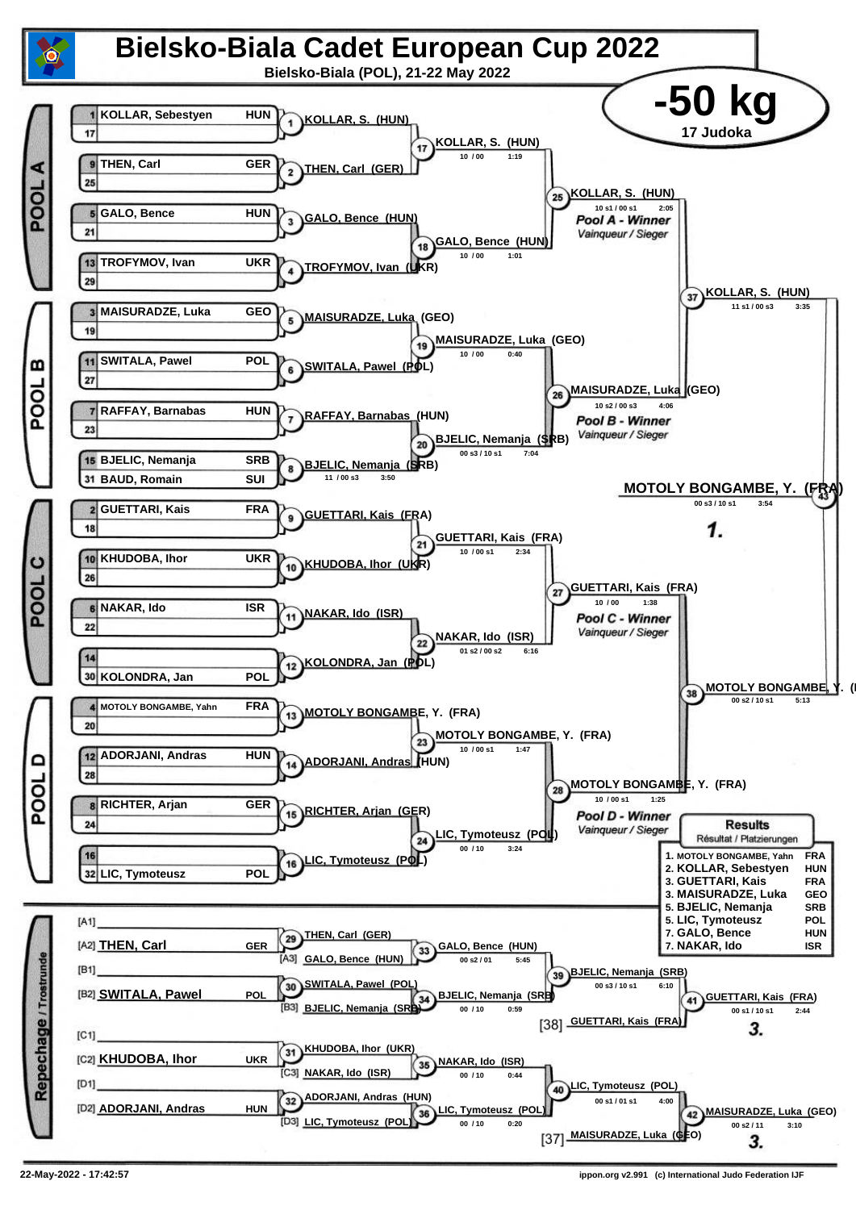# Bielsko-Biala Cadet European Cup 2022

**Bielsko-Biala (POL), 21-22 May 2022**

## -50 kg

17 Judoka

### POOL A

| Seed | Name | Nation |
|---|---|---|
| 1 | KOLLAR, Sebestyen | HUN |
| 17 | | |
| 9 | THEN, Carl | GER |
| 25 | | |
| 5 | GALO, Bence | HUN |
| 21 | | |
| 13 | TROFYMOV, Ivan | UKR |
| 29 | | |

- (1) KOLLAR, S. (HUN)
- (2) THEN, Carl (GER)
- (3) GALO, Bence (HUN)
- (4) TROFYMOV, Ivan (UKR)
- (17) KOLLAR, S. (HUN) — 10 / 00 — 1:19
- (18) GALO, Bence (HUN) — 10 / 00 — 1:01
- (25) KOLLAR, S. (HUN) — 10 s1 / 00 s1 — 2:05 — *Pool A - Winner* / *Vainqueur / Sieger*

### POOL B

| Seed | Name | Nation |
|---|---|---|
| 3 | MAISURADZE, Luka | GEO |
| 19 | | |
| 11 | SWITALA, Pawel | POL |
| 27 | | |
| 7 | RAFFAY, Barnabas | HUN |
| 23 | | |
| 15 | BJELIC, Nemanja | SRB |
| 31 | BAUD, Romain | SUI |

- (5) MAISURADZE, Luka (GEO)
- (6) SWITALA, Pawel (POL)
- (7) RAFFAY, Barnabas (HUN)
- (8) BJELIC, Nemanja (SRB) — 11 / 00 s3 — 3:50
- (19) MAISURADZE, Luka (GEO) — 10 / 00 — 0:40
- (20) BJELIC, Nemanja (SRB) — 00 s3 / 10 s1 — 7:04
- (26) MAISURADZE, Luka (GEO) — 10 s2 / 00 s3 — 4:06 — *Pool B - Winner* / *Vainqueur / Sieger*

(37) KOLLAR, S. (HUN) — 11 s1 / 00 s3 — 3:35

### POOL C

| Seed | Name | Nation |
|---|---|---|
| 2 | GUETTARI, Kais | FRA |
| 18 | | |
| 10 | KHUDOBA, Ihor | UKR |
| 26 | | |
| 6 | NAKAR, Ido | ISR |
| 22 | | |
| 14 | | |
| 30 | KOLONDRA, Jan | POL |

- (9) GUETTARI, Kais (FRA)
- (10) KHUDOBA, Ihor (UKR)
- (11) NAKAR, Ido (ISR)
- (12) KOLONDRA, Jan (POL)
- (21) GUETTARI, Kais (FRA) — 10 / 00 s1 — 2:34
- (22) NAKAR, Ido (ISR) — 01 s2 / 00 s2 — 6:16
- (27) GUETTARI, Kais (FRA) — 10 / 00 — 1:38 — *Pool C - Winner* / *Vainqueur / Sieger*

### POOL D

| Seed | Name | Nation |
|---|---|---|
| 4 | MOTOLY BONGAMBE, Yahn | FRA |
| 20 | | |
| 12 | ADORJANI, Andras | HUN |
| 28 | | |
| 8 | RICHTER, Arjan | GER |
| 24 | | |
| 16 | | |
| 32 | LIC, Tymoteusz | POL |

- (13) MOTOLY BONGAMBE, Y. (FRA)
- (14) ADORJANI, Andras (HUN)
- (15) RICHTER, Arjan (GER)
- (16) LIC, Tymoteusz (POL)
- (23) MOTOLY BONGAMBE, Y. (FRA) — 10 / 00 s1 — 1:47
- (24) LIC, Tymoteusz (POL) — 00 / 10 — 3:24
- (28) MOTOLY BONGAMBE, Y. (FRA) — 10 / 00 s1 — 1:25 — *Pool D - Winner* / *Vainqueur / Sieger*

(38) MOTOLY BONGAMBE, Y. (FRA) — 00 s2 / 10 s1 — 5:13

**Final (43): MOTOLY BONGAMBE, Y. (FRA)** — 00 s3 / 10 s1 — 3:54 — **1.**

### Repechage / Trostrunde

- [A1] —
- [A2] THEN, Carl — GER
- [B1] —
- [B2] SWITALA, Pawel — POL
- [C1] —
- [C2] KHUDOBA, Ihor — UKR
- [D1] —
- [D2] ADORJANI, Andras — HUN

- (29) THEN, Carl (GER)
- (33) GALO, Bence (HUN) [A3: GALO, Bence (HUN)] — 00 s2 / 01 — 5:45
- (30) SWITALA, Pawel (POL)
- (34) BJELIC, Nemanja (SRB) [B3: BJELIC, Nemanja (SRB)] — 00 / 10 — 0:59
- (39) BJELIC, Nemanja (SRB) — 00 s3 / 10 s1 — 6:10
- (41) GUETTARI, Kais (FRA) [38: GUETTARI, Kais (FRA)] — 00 s1 / 10 s1 — 2:44 — **3.**
- (31) KHUDOBA, Ihor (UKR)
- (35) NAKAR, Ido (ISR) [C3: NAKAR, Ido (ISR)] — 00 / 10 — 0:44
- (32) ADORJANI, Andras (HUN)
- (36) LIC, Tymoteusz (POL) [D3: LIC, Tymoteusz (POL)] — 00 / 10 — 0:20
- (40) LIC, Tymoteusz (POL) — 00 s1 / 01 s1 — 4:00
- (42) MAISURADZE, Luka (GEO) [37: MAISURADZE, Luka (GEO)] — 00 s2 / 11 — 3:10 — **3.**

### Results / Résultat / Platzierungen

| Place | Name | Nation |
|---|---|---|
| 1. | MOTOLY BONGAMBE, Yahn | FRA |
| 2. | KOLLAR, Sebestyen | HUN |
| 3. | GUETTARI, Kais | FRA |
| 3. | MAISURADZE, Luka | GEO |
| 5. | BJELIC, Nemanja | SRB |
| 5. | LIC, Tymoteusz | POL |
| 7. | GALO, Bence | HUN |
| 7. | NAKAR, Ido | ISR |

22-May-2022 - 17:42:57 — ippon.org v2.991 (c) International Judo Federation IJF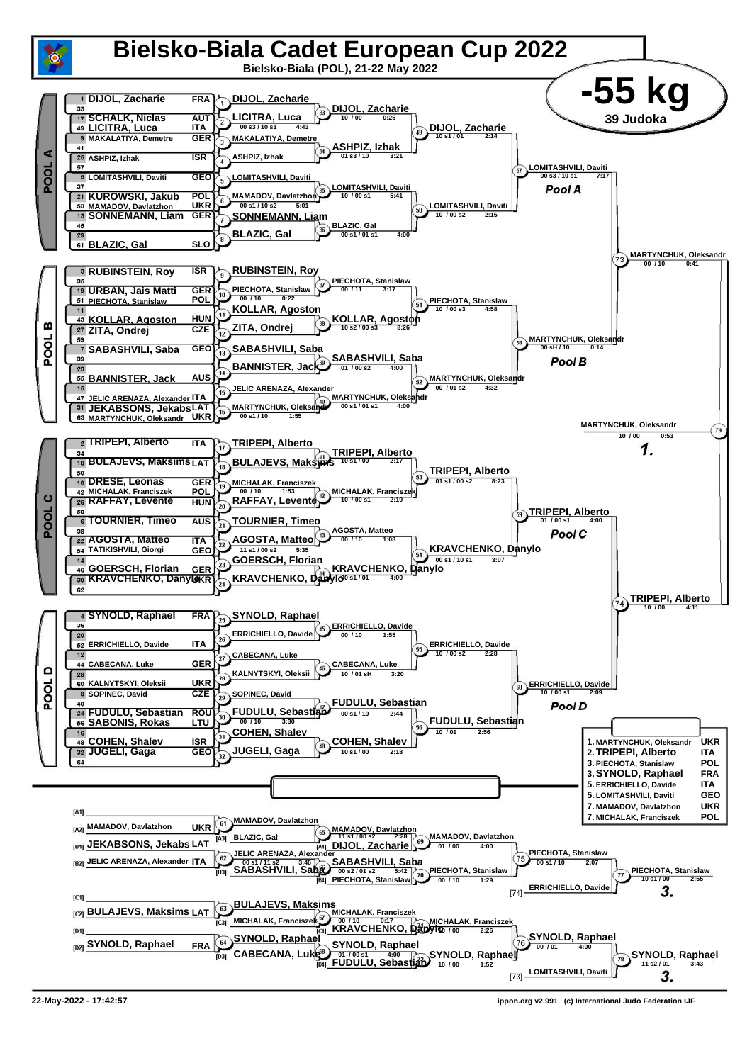# Bielsko-Biala Cadet European Cup 2022

Bielsko-Biala (POL), 21-22 May 2022

## -55 kg

39 Judoka

### POOL A

| Seed | Name | Nation |
|---|---|---|
| 1 | DIJOL, Zacharie | FRA |
| 33 | | |
| 17 | SCHALK, Niclas | AUT |
| 49 | LICITRA, Luca | ITA |
| 9 | MAKALATIYA, Demetre | GER |
| 41 | | |
| 25 | ASHPIZ, Izhak | ISR |
| 57 | | |
| 5 | LOMITASHVILI, Daviti | GEO |
| 37 | | |
| 21 | KUROWSKI, Jakub | POL |
| 53 | MAMADOV, Davlatzhon | UKR |
| 13 | SONNEMANN, Liam | GER |
| 45 | | |
| 29 | | |
| 61 | BLAZIC, Gal | SLO |

- Contest 1: DIJOL, Zacharie
- Contest 2: LICITRA, Luca — 00 s3 / 10 s1 — 4:43
- Contest 3: MAKALATIYA, Demetre
- Contest 4: ASHPIZ, Izhak
- Contest 5: LOMITASHVILI, Daviti
- Contest 6: MAMADOV, Davlatzhon — 00 s1 / 10 s2 — 5:01
- Contest 7: SONNEMANN, Liam
- Contest 8: BLAZIC, Gal
- Contest 33: DIJOL, Zacharie — 10 / 00 — 0:26
- Contest 34: ASHPIZ, Izhak — 01 s3 / 10 — 3:21
- Contest 35: LOMITASHVILI, Daviti — 10 / 00 s1 — 5:41
- Contest 36: BLAZIC, Gal — 00 s1 / 01 s1 — 4:00
- Contest 49: DIJOL, Zacharie — 10 s1 / 01 — 2:14
- Contest 50: LOMITASHVILI, Daviti — 10 / 00 s2 — 2:15
- Contest 57: LOMITASHVILI, Daviti — 00 s3 / 10 s1 — 7:17 — **Pool A**

### POOL B

| Seed | Name | Nation |
|---|---|---|
| 3 | RUBINSTEIN, Roy | ISR |
| 35 | | |
| 19 | URBAN, Jais Matti | GER |
| 51 | PIECHOTA, Stanislaw | POL |
| 11 | | |
| 43 | KOLLAR, Agoston | HUN |
| 27 | ZITA, Ondrej | CZE |
| 59 | | |
| 7 | SABASHVILI, Saba | GEO |
| 39 | | |
| 23 | | |
| 55 | BANNISTER, Jack | AUS |
| 15 | | |
| 47 | JELIC ARENAZA, Alexander | ITA |
| 31 | JEKABSONS, Jekabs | LAT |
| 63 | MARTYNCHUK, Oleksandr | UKR |

- Contest 9: RUBINSTEIN, Roy
- Contest 10: PIECHOTA, Stanislaw — 00 / 10 — 0:22
- Contest 11: KOLLAR, Agoston
- Contest 12: ZITA, Ondrej
- Contest 13: SABASHVILI, Saba
- Contest 14: BANNISTER, Jack
- Contest 15: JELIC ARENAZA, Alexander
- Contest 16: MARTYNCHUK, Oleksandr — 00 s1 / 10 — 1:55
- Contest 37: PIECHOTA, Stanislaw — 00 / 11 — 3:17
- Contest 38: KOLLAR, Agoston — 10 s2 / 00 s3 — 8:26
- Contest 39: SABASHVILI, Saba — 01 / 00 s2 — 4:00
- Contest 40: MARTYNCHUK, Oleksandr — 00 s1 / 01 s1 — 4:00
- Contest 51: PIECHOTA, Stanislaw — 10 / 00 s3 — 4:58
- Contest 52: MARTYNCHUK, Oleksandr — 00 / 01 s2 — 4:32
- Contest 58: MARTYNCHUK, Oleksandr — 00 sH / 10 — 0:14 — **Pool B**
- Contest 73: MARTYNCHUK, Oleksandr — 00 / 10 — 0:41

### POOL C

| Seed | Name | Nation |
|---|---|---|
| 2 | TRIPEPI, Alberto | ITA |
| 34 | | |
| 18 | BULAJEVS, Maksims | LAT |
| 50 | | |
| 10 | DRESE, Leonas | GER |
| 42 | MICHALAK, Franciszek | POL |
| 26 | RAFFAY, Levente | HUN |
| 58 | | |
| 6 | TOURNIER, Timeo | AUS |
| 38 | | |
| 22 | AGOSTA, Matteo | ITA |
| 54 | TATIKISHVILI, Giorgi | GEO |
| 14 | | |
| 46 | GOERSCH, Florian | GER |
| 30 | KRAVCHENKO, Danylo | UKR |
| 62 | | |

- Contest 17: TRIPEPI, Alberto
- Contest 18: BULAJEVS, Maksims
- Contest 19: MICHALAK, Franciszek — 00 / 10 — 1:53
- Contest 20: RAFFAY, Levente
- Contest 21: TOURNIER, Timeo
- Contest 22: AGOSTA, Matteo — 11 s1 / 00 s2 — 5:35
- Contest 23: GOERSCH, Florian
- Contest 24: KRAVCHENKO, Danylo
- Contest 41: TRIPEPI, Alberto — 10 s1 / 00 — 2:17
- Contest 42: MICHALAK, Franciszek — 10 / 00 s1 — 2:19
- Contest 43: AGOSTA, Matteo — 00 / 10 — 1:08
- Contest 44: KRAVCHENKO, Danylo — 00 s1 / 01 — 4:00
- Contest 53: TRIPEPI, Alberto — 01 s1 / 00 s2 — 8:23
- Contest 54: KRAVCHENKO, Danylo — 00 s1 / 10 s1 — 3:07
- Contest 59: TRIPEPI, Alberto — 01 / 00 s1 — 4:00 — **Pool C**

### POOL D

| Seed | Name | Nation |
|---|---|---|
| 4 | SYNOLD, Raphael | FRA |
| 36 | | |
| 20 | | |
| 52 | ERRICHIELLO, Davide | ITA |
| 12 | | |
| 44 | CABECANA, Luke | GER |
| 28 | | |
| 60 | KALNYTSKYI, Oleksii | UKR |
| 8 | SOPINEC, David | CZE |
| 40 | | |
| 24 | FUDULU, Sebastian | ROU |
| 56 | SABONIS, Rokas | LTU |
| 16 | | |
| 48 | COHEN, Shalev | ISR |
| 32 | JUGELI, Gaga | GEO |
| 64 | | |

- Contest 25: SYNOLD, Raphael
- Contest 26: ERRICHIELLO, Davide
- Contest 27: CABECANA, Luke
- Contest 28: KALNYTSKYI, Oleksii
- Contest 29: SOPINEC, David
- Contest 30: FUDULU, Sebastian — 00 / 10 — 3:30
- Contest 31: COHEN, Shalev
- Contest 32: JUGELI, Gaga
- Contest 45: ERRICHIELLO, Davide — 00 / 10 — 1:55
- Contest 46: CABECANA, Luke — 10 / 01 sH — 3:20
- Contest 47: FUDULU, Sebastian — 00 s1 / 10 — 2:44
- Contest 48: COHEN, Shalev — 10 s1 / 00 — 2:18
- Contest 55: ERRICHIELLO, Davide — 10 / 00 s2 — 2:28
- Contest 56: FUDULU, Sebastian — 10 / 01 — 2:56
- Contest 60: ERRICHIELLO, Davide — 10 / 00 s1 — 2:09 — **Pool D**
- Contest 74: TRIPEPI, Alberto — 10 / 00 — 4:11

### Final

- Contest 79: MARTYNCHUK, Oleksandr — 10 / 00 — 0:53 — **1.**

### Repechage

- [A1]
- [A2] MAMADOV, Davlatzhon — UKR
- [A3] BLAZIC, Gal
- [B1] JEKABSONS, Jekabs — LAT
- [B2] JELIC ARENAZA, Alexander — ITA
- [B3] SABASHVILI, Saba
- [C1]
- [C2] BULAJEVS, Maksims — LAT
- [C3] MICHALAK, Franciszek
- [D1]
- [D2] SYNOLD, Raphael — FRA
- [D3] CABECANA, Luke

- Contest 61: MAMADOV, Davlatzhon
- Contest 62: JELIC ARENAZA, Alexander — 00 s1 / 11 s2 — 3:46
- Contest 63: BULAJEVS, Maksims
- Contest 64: SYNOLD, Raphael
- Contest 65: MAMADOV, Davlatzhon — 11 s1 / 00 s2 — 2:28
- Contest 66: SABASHVILI, Saba — 00 s2 / 01 s2 — 5:42
- Contest 67: MICHALAK, Franciszek — 00 / 10 — 0:17
- Contest 68: SYNOLD, Raphael — 01 / 00 s1 — 4:00
- [A4] DIJOL, Zacharie
- [B4] PIECHOTA, Stanislaw
- [C4] KRAVCHENKO, Danylo
- [D4] FUDULU, Sebastian
- Contest 69: MAMADOV, Davlatzhon — 01 / 00 — 4:00
- Contest 70: PIECHOTA, Stanislaw — 00 / 10 — 1:29
- Contest 71: MICHALAK, Franciszek — 10 / 00 — 2:26
- Contest 72: SYNOLD, Raphael — 10 / 00 — 1:52
- Contest 75: PIECHOTA, Stanislaw — 00 s1 / 10 — 2:07
- Contest 76: SYNOLD, Raphael — 00 / 01 — 4:00
- [74] ERRICHIELLO, Davide
- [73] LOMITASHVILI, Daviti
- Contest 77: PIECHOTA, Stanislaw — 10 s1 / 00 — 2:55 — **3.**
- Contest 78: SYNOLD, Raphael — 11 s2 / 01 — 3:43 — **3.**

### Final Results

| Place | Name | Nation |
|---|---|---|
| 1. | MARTYNCHUK, Oleksandr | UKR |
| 2. | TRIPEPI, Alberto | ITA |
| 3. | PIECHOTA, Stanislaw | POL |
| 3. | SYNOLD, Raphael | FRA |
| 5. | ERRICHIELLO, Davide | ITA |
| 5. | LOMITASHVILI, Daviti | GEO |
| 7. | MAMADOV, Davlatzhon | UKR |
| 7. | MICHALAK, Franciszek | POL |

22-May-2022 - 17:42:57

ippon.org v2.991 (c) International Judo Federation IJF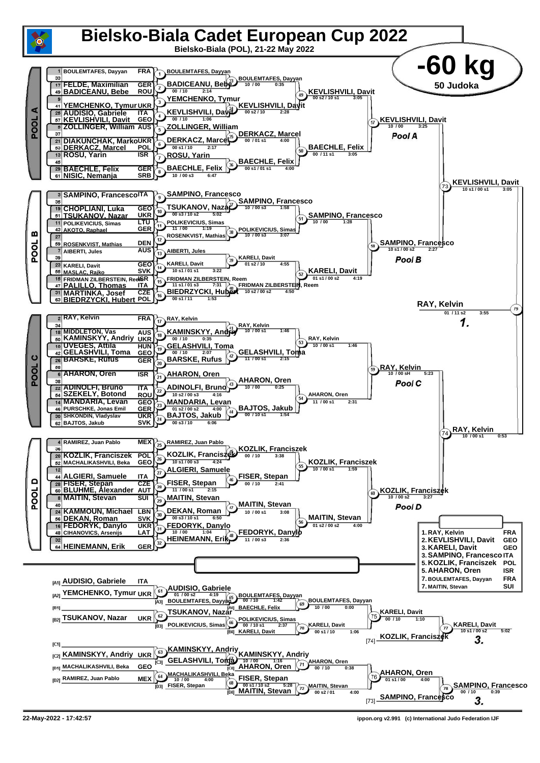# Bielsko-Biala Cadet European Cup 2022

Bielsko-Biala (POL), 21-22 May 2022

## -60 kg

50 Judoka

### POOL A

| Seed | Name | Nation |
|---|---|---|
| 1 | BOULEMTAFES, Dayyan | FRA |
| 33 | | |
| 17 | FELDE, Maximilian | GER |
| 49 | BADICEANU, Bebe | ROU |
| 9 | | |
| 41 | YEMCHENKO, Tymur | UKR |
| 25 | AUDISIO, Gabriele | ITA |
| 57 | KEVLISHVILI, Davit | GEO |
| 5 | ZOLLINGER, William | AUS |
| 37 | | |
| 21 | DIAKUNCHAK, Marko | UKR |
| 53 | DERKACZ, Marcel | POL |
| 13 | ROSU, Yarin | ISR |
| 45 | | |
| 29 | BAECHLE, Felix | GER |
| 61 | NISIC, Nemanja | SRB |

- Contest 1: BOULEMTAFES, Dayyan
- Contest 2: BADICEANU, Bebe — 00 / 10 — 2:14
- Contest 3: YEMCHENKO, Tymur
- Contest 4: KEVLISHVILI, Davit — 00 / 10 — 1:06
- Contest 5: ZOLLINGER, William
- Contest 6: DERKACZ, Marcel — 00 s1 / 10 — 2:17
- Contest 7: ROSU, Yarin
- Contest 8: BAECHLE, Felix — 10 / 00 s3 — 6:47
- Contest 33: BOULEMTAFES, Dayyan — 10 / 00 — 0:35
- Contest 34: KEVLISHVILI, Davit — 00 s2 / 10 — 2:28
- Contest 35: DERKACZ, Marcel — 00 / 01 s1 — 4:00
- Contest 36: BAECHLE, Felix — 00 s1 / 01 s1 — 4:00
- Contest 49: KEVLISHVILI, Davit — 00 s2 / 10 s1 — 3:05
- Contest 50: BAECHLE, Felix — 00 / 11 s1 — 3:05
- Contest 57: KEVLISHVILI, Davit — 10 / 00 — 3:25 — Pool A

### POOL B

| Seed | Name | Nation |
|---|---|---|
| 3 | SAMPINO, Francesco | ITA |
| 35 | | |
| 19 | CHOPLIANI, Luka | GEO |
| 51 | TSUKANOV, Nazar | UKR |
| 11 | POLIKEVICIUS, Simas | LTU |
| 43 | AKOTO, Raphael | GER |
| 27 | | |
| 59 | ROSENKVIST, Mathias | DEN |
| 7 | AIBERTI, Jules | AUS |
| 39 | | |
| 23 | KARELI, Davit | GEO |
| 55 | MASLAC, Rajko | SVK |
| 15 | FRIDMAN ZILBERSTEIN, Reem | ISR |
| 47 | PALILLO, Thomas | ITA |
| 31 | MARTINKA, Josef | CZE |
| 63 | BIEDRZYCKI, Hubert | POL |

- Contest 9: SAMPINO, Francesco
- Contest 10: TSUKANOV, Nazar — 00 s3 / 10 s2 — 5:02
- Contest 11: POLIKEVICIUS, Simas — 11 / 00 — 1:19
- Contest 12: ROSENKVIST, Mathias
- Contest 13: AIBERTI, Jules
- Contest 14: KARELI, Davit — 10 s1 / 01 s1 — 3:22
- Contest 15: FRIDMAN ZILBERSTEIN, Reem — 11 s1 / 01 s3 — 7:31
- Contest 16: BIEDRZYCKI, Hubert — 00 s1 / 11 — 1:53
- Contest 37: SAMPINO, Francesco — 10 / 00 s3 — 1:58
- Contest 38: POLIKEVICIUS, Simas — 10 / 00 s3 — 3:07
- Contest 39: KARELI, Davit — 01 s2 / 10 — 4:55
- Contest 40: FRIDMAN ZILBERSTEIN, Reem — 10 s2 / 00 s2 — 4:50
- Contest 51: SAMPINO, Francesco — 10 / 00 — 1:28
- Contest 52: KARELI, Davit — 01 s1 / 00 s2 — 4:19
- Contest 58: SAMPINO, Francesco — 10 s1 / 00 s2 — 2:27 — Pool B

### POOL C

| Seed | Name | Nation |
|---|---|---|
| 2 | RAY, Kelvin | FRA |
| 34 | | |
| 18 | MIDDLETON, Vas | AUS |
| 50 | KAMINSKYY, Andriy | UKR |
| 10 | UVEGES, Attila | HUN |
| 42 | GELASHVILI, Toma | GEO |
| 26 | BARSKE, Rufus | GER |
| 58 | | |
| 6 | AHARON, Oren | ISR |
| 38 | | |
| 22 | ADINOLFI, Bruno | ITA |
| 54 | SZEKELY, Botond | ROU |
| 14 | MANDARIA, Levan | GEO |
| 46 | PURSCHKE, Jonas Emil | GER |
| 30 | SHKONDIN, Vladyslav | UKR |
| 62 | BAJTOS, Jakub | SVK |

- Contest 17: RAY, Kelvin
- Contest 18: KAMINSKYY, Andriy — 00 / 10 — 0:35
- Contest 19: GELASHVILI, Toma — 00 / 10 — 2:07
- Contest 20: BARSKE, Rufus
- Contest 21: AHARON, Oren
- Contest 22: ADINOLFI, Bruno — 10 s2 / 00 s3 — 4:16
- Contest 23: MANDARIA, Levan — 01 s2 / 00 s2 — 4:00
- Contest 24: BAJTOS, Jakub — 00 s3 / 10 — 6:06
- Contest 41: RAY, Kelvin — 10 / 00 s1 — 1:46
- Contest 42: GELASHVILI, Toma — 11 / 00 s1 — 2:15
- Contest 43: AHARON, Oren — 10 / 00 — 0:25
- Contest 44: BAJTOS, Jakub — 00 / 10 s1 — 1:54
- Contest 53: RAY, Kelvin — 10 / 00 s1 — 1:46
- Contest 54: AHARON, Oren — 11 / 00 s1 — 2:31
- Contest 59: RAY, Kelvin — 10 / 00 sH — 5:23 — Pool C

### POOL D

| Seed | Name | Nation |
|---|---|---|
| 4 | RAMIREZ, Juan Pablo | MEX |
| 36 | | |
| 20 | KOZLIK, Franciszek | POL |
| 52 | MACHALIKASHVILI, Beka | GEO |
| 12 | | |
| 44 | ALGIERI, Samuele | ITA |
| 28 | FISER, Stepan | CZE |
| 60 | BLUHME, Alexander | AUT |
| 8 | MAITIN, Stevan | SUI |
| 40 | | |
| 24 | KAMMOUN, Michael | LBN |
| 56 | DEKAN, Roman | SVK |
| 16 | FEDORYK, Danylo | UKR |
| 48 | CIHANOVICS, Arsenijs | LAT |
| 32 | | |
| 64 | HEINEMANN, Erik | GER |

- Contest 25: RAMIREZ, Juan Pablo
- Contest 26: KOZLIK, Franciszek — 10 s1 / 00 s3 — 4:24
- Contest 27: ALGIERI, Samuele
- Contest 28: FISER, Stepan — 11 / 00 s1 — 2:15
- Contest 29: MAITIN, Stevan
- Contest 30: DEKAN, Roman — 00 s3 / 10 s1 — 6:50
- Contest 31: FEDORYK, Danylo — 10 / 00 — 1:04
- Contest 32: HEINEMANN, Erik
- Contest 45: KOZLIK, Franciszek — 00 / 10 — 3:38
- Contest 46: FISER, Stepan — 00 / 10 — 2:41
- Contest 47: MAITIN, Stevan — 10 / 00 s1 — 3:08
- Contest 48: FEDORYK, Danylo — 11 / 00 s3 — 2:36
- Contest 55: KOZLIK, Franciszek — 10 / 00 s1 — 1:59
- Contest 56: MAITIN, Stevan — 01 s2 / 00 s2 — 4:00
- Contest 60: KOZLIK, Franciszek — 10 / 00 s2 — 3:27 — Pool D

### Semi-finals and Final

- Contest 73: KEVLISHVILI, Davit — 10 s1 / 00 s1 — 3:05
- Contest 74: RAY, Kelvin — 10 / 00 s1 — 0:53
- Contest 79 (Final): RAY, Kelvin — 01 / 11 s2 — 3:55 — **1.**

### Repechage

| Pos | Name | Nation |
|---|---|---|
| [A1] | AUDISIO, Gabriele | ITA |
| [A2] | YEMCHENKO, Tymur | UKR |
| [B1] | | |
| [B2] | TSUKANOV, Nazar | UKR |
| [C1] | | |
| [C2] | KAMINSKYY, Andriy | UKR |
| [D1] | MACHALIKASHVILI, Beka | GEO |
| [D2] | RAMIREZ, Juan Pablo | MEX |

- Contest 61: AUDISIO, Gabriele — 01 / 00 s2 — 4:19
- Contest 62: TSUKANOV, Nazar
- Contest 63: KAMINSKYY, Andriy
- Contest 64: MACHALIKASHVILI, Beka — 10 / 00 — 4:00
- Contest 65: BOULEMTAFES, Dayyan — 00 / 10 — 1:42 ([A3] BOULEMTAFES, Dayyan)
- Contest 66: POLIKEVICIUS, Simas — 00 / 10 s1 — 2:37 ([B3] POLIKEVICIUS, Simas)
- Contest 67: KAMINSKYY, Andriy — 10 / 00 — 1:16 ([C3] GELASHVILI, Toma)
- Contest 68: FISER, Stepan — 00 s1 / 10 s2 — 5:28 ([D3] FISER, Stepan)
- Contest 69: BOULEMTAFES, Dayyan — 10 / 00 — 0:00 ([A4] BAECHLE, Felix)
- Contest 70: KARELI, Davit — 00 s1 / 10 — 1:06 ([B4] KARELI, Davit)
- Contest 71: AHARON, Oren — 00 / 10 — 0:38 ([C4] AHARON, Oren)
- Contest 72: MAITIN, Stevan — 00 s2 / 01 — 4:00 ([D4] MAITIN, Stevan)
- Contest 75: KARELI, Davit — 00 / 10 — 1:10
- Contest 76: AHARON, Oren — 01 s1 / 00 — 4:00
- Contest 77 (Bronze): KARELI, Davit — 10 s1 / 00 s2 — 5:02 vs [74] KOZLIK, Franciszek — **3.**
- Contest 78 (Bronze): SAMPINO, Francesco — 00 / 10 — 0:39 vs [73] SAMPINO, Francesco / AHARON, Oren — **3.**

### Final Results

| Place | Name | Nation |
|---|---|---|
| 1. | RAY, Kelvin | FRA |
| 2. | KEVLISHVILI, Davit | GEO |
| 3. | KARELI, Davit | GEO |
| 3. | SAMPINO, Francesco | ITA |
| 5. | KOZLIK, Franciszek | POL |
| 5. | AHARON, Oren | ISR |
| 7. | BOULEMTAFES, Dayyan | FRA |
| 7. | MAITIN, Stevan | SUI |

22-May-2022 - 17:42:57

ippon.org v2.991 (c) International Judo Federation IJF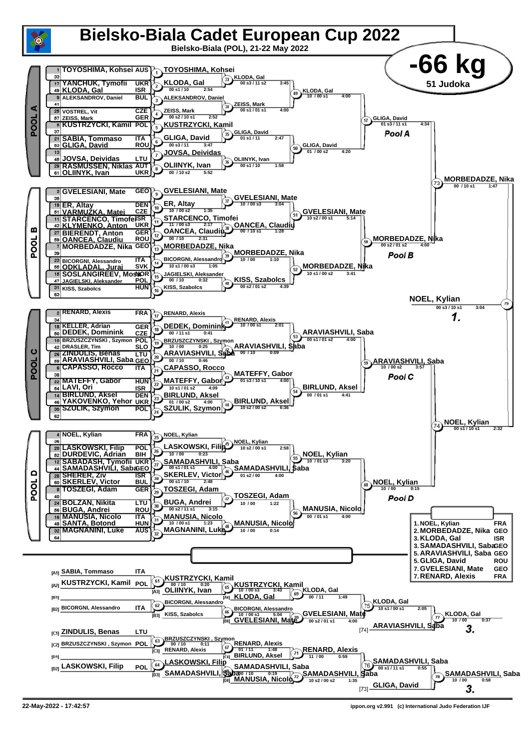# Bielsko-Biala Cadet European Cup 2022

Bielsko-Biala (POL), 21-22 May 2022

## -66 kg

51 Judoka

### POOL A

| No. | Name | Nation |
|---|---|---|
| 1 | TOYOSHIMA, Kohsei | AUS |
| 33 | | |
| 17 | YANCHUK, Tymofii | UKR |
| 49 | KLODA, Gal | ISR |
| 9 | ALEKSANDROV, Daniel | BUL |
| 41 | | |
| 25 | VOSTREL, Vit | CZE |
| 57 | ZEISS, Mark | GER |
| 5 | KUSTRZYCKI, Kamil | POL |
| 37 | | |
| 21 | SABIA, Tommaso | ITA |
| 53 | GLIGA, David | ROU |
| 13 | | |
| 45 | JOVSA, Deividas | LTU |
| 29 | RASMUSSEN, Niklas | AUT |
| 61 | OLIINYK, Ivan | UKR |

- (1) TOYOSHIMA, Kohsei
- (2) KLODA, Gal — 00 s1 / 10 — 2:54
- (3) ALEKSANDROV, Daniel
- (4) ZEISS, Mark — 00 s2 / 10 s1 — 2:52
- (5) KUSTRZYCKI, Kamil
- (6) GLIGA, David — 00 s3 / 11 — 3:47
- (7) JOVSA, Deividas
- (8) OLIINYK, Ivan — 00 / 10 s2 — 5:52
- (33) KLODA, Gal — 00 s3 / 11 s2 — 3:45
- (34) ZEISS, Mark — 00 s1 / 01 s1 — 4:00
- (35) GLIGA, David — 01 s1 / 11 — 2:47
- (36) OLIINYK, Ivan — 00 s1 / 10 — 1:58
- (49) KLODA, Gal — 10 / 00 s1 — 4:00
- (50) GLIGA, David — 01 / 00 s2 — 4:20
- (57) GLIGA, David — 01 s3 / 11 s1 — 4:34

Pool A

### POOL B

| No. | Name | Nation |
|---|---|---|
| 3 | GVELESIANI, Mate | GEO |
| 35 | | |
| 19 | ER, Altay | DEN |
| 51 | VARMUZKA, Matej | CZE |
| 11 | STARCENCO, Timofei | ISR |
| 43 | KLYMENKO, Anton | UKR |
| 27 | BIERENDT, Anton | GER |
| 59 | OANCEA, Claudiu | ROU |
| 7 | MORBEDADZE, Nika | GEO |
| 39 | | |
| 23 | BICORGNI, Alessandro | ITA |
| 55 | ODKLADAL, Juraj | SVK |
| 15 | SOSLANGIREEV, Mostafa | NOR |
| 47 | JAGIELSKI, Aleksander | POL |
| 31 | KISS, Szabolcs | HUN |
| 63 | | |

- (9) GVELESIANI, Mate
- (10) ER, Altay — 10 / 00 s2 — 1:35
- (11) STARCENCO, Timofei — 11 / 00 s3 — 2:17
- (12) OANCEA, Claudiu — 00 / 10 — 2:31
- (13) MORBEDADZE, Nika
- (14) BICORGNI, Alessandro — 10 s1 / 00 s3 — 1:05
- (15) JAGIELSKI, Aleksander — 00 / 10 — 0:32
- (16) KISS, Szabolcs
- (37) GVELESIANI, Mate — 10 / 00 s3 — 3:04
- (38) OANCEA, Claudiu — 00 / 10 s1 — 1:28
- (39) MORBEDADZE, Nika — 10 / 00 — 1:10
- (40) KISS, Szabolcs — 00 s2 / 01 s2 — 4:39
- (51) GVELESIANI, Mate — 10 s2 / 00 s1 — 5:14
- (52) MORBEDADZE, Nika — 10 s1 / 00 s2 — 3:41
- (58) MORBEDADZE, Nika — 00 s2 / 01 s2 — 4:00

Pool B

- (73) MORBEDADZE, Nika — 00 / 10 s1 — 1:47

### POOL C

| No. | Name | Nation |
|---|---|---|
| 2 | RENARD, Alexis | FRA |
| 34 | | |
| 18 | KELLER, Adrian | GER |
| 50 | DEDEK, Dominink | CZE |
| 10 | BRZUSZCZYNSKI, Szymon | POL |
| 42 | DRASLER, Tim | SLO |
| 26 | ZINDULIS, Benas | LTU |
| 58 | ARAVIASHVILI, Saba | GEO |
| 6 | CAPASSO, Rocco | ITA |
| 38 | | |
| 22 | MATEFFY, Gabor | HUN |
| 54 | LAVI, Ori | ISR |
| 14 | BIRLUND, Aksel | DEN |
| 46 | YAKOVENKO, Yehor | UKR |
| 30 | SZULIK, Szymon | POL |
| 62 | | |

- (17) RENARD, Alexis
- (18) DEDEK, Dominink — 00 / 11 s1 — 0:41
- (19) BRZUSZCZYNSKI, Szymon — 10 / 00 — 0:25
- (20) ARAVIASHVILI, Saba — 00 / 10 — 0:46
- (21) CAPASSO, Rocco
- (22) MATEFFY, Gabor — 10 s1 / 01 s2 — 4:09
- (23) BIRLUND, Aksel — 01 / 00 s2 — 4:00
- (24) SZULIK, Szymon
- (41) RENARD, Alexis — 10 / 00 s1 — 2:01
- (42) ARAVIASHVILI, Saba — 00 / 10 — 0:09
- (43) MATEFFY, Gabor — 01 s3 / 10 s1 — 4:00
- (44) BIRLUND, Aksel — 10 s2 / 00 s2 — 6:36
- (53) ARAVIASHVILI, Saba — 00 s1 / 01 s2 — 4:00
- (54) BIRLUND, Aksel — 00 / 01 s1 — 4:41
- (59) ARAVIASHVILI, Saba — 10 / 00 s2 — 3:57

Pool C

### POOL D

| No. | Name | Nation |
|---|---|---|
| 4 | NOEL, Kylian | FRA |
| 36 | | |
| 20 | LASKOWSKI, Filip | POL |
| 52 | DURDEVIC, Adrian | BIH |
| 12 | SABADASH, Tymofii | UKR |
| 44 | SAMADASHVILI, Saba | GEO |
| 28 | SHERER, Ziv | ISR |
| 60 | SKERLEV, Victor | BUL |
| 8 | TOSZEGI, Adam | GER |
| 40 | | |
| 24 | BOLZAN, Nikita | LTU |
| 56 | BUGA, Andrei | ROU |
| 16 | MANUSIA, Nicolo | ITA |
| 48 | SANTA, Botond | HUN |
| 32 | MAGNANINI, Luke | AUS |
| 64 | | |

- (25) NOEL, Kylian
- (26) LASKOWSKI, Filip — 10 / 00 — 0:23
- (27) SAMADASHVILI, Saba — 00 s1 / 01 s1 — 4:00
- (28) SKERLEV, Victor — 00 s1 / 10 — 2:48
- (29) TOSZEGI, Adam
- (30) BUGA, Andrei — 00 s2 / 11 s1 — 3:15
- (31) MANUSIA, Nicolo — 10 / 00 s1 — 1:23
- (32) MAGNANINI, Luke
- (45) NOEL, Kylian — 10 s2 / 00 s1 — 2:58
- (46) SAMADASHVILI, Saba — 01 s2 / 00 — 4:00
- (47) TOSZEGI, Adam — 10 / 00 — 1:22
- (48) MANUSIA, Nicolo — 10 / 00 — 0:14
- (55) NOEL, Kylian — 10 / 01 s3 — 3:20
- (56) MANUSIA, Nicolo — 00 / 01 s1 — 4:00
- (60) NOEL, Kylian — 10 / 00 — 0:15

Pool D

- (74) NOEL, Kylian — 00 s1 / 10 s1 — 2:32

### Final

- (79) NOEL, Kylian — 00 s3 / 10 s1 — 3:04 — **1.**

### Repechage

- [A1] SABIA, Tommaso — ITA
- [A2] KUSTRZYCKI, Kamil — POL
- [B1]
- [B2] BICORGNI, Alessandro — ITA
- [C1] ZINDULIS, Benas — LTU
- [C2] BRZUSZCZYNSKI, Szymon — POL
- [D1]
- [D2] LASKOWSKI, Filip — POL

- (61) KUSTRZYCKI, Kamil — 00 / 10 — 0:20 — vs [A3] OLIINYK, Ivan
- (62) BICORGNI, Alessandro — vs [B3] KISS, Szabolcs
- (63) BRZUSZCZYNSKI, Szymon — 00 / 10 — 0:11 — vs [C3] RENARD, Alexis
- (64) LASKOWSKI, Filip — 00 s2 / 11 s1 — 3:15 — vs [D3] SAMADASHVILI, Saba
- (65) KUSTRZYCKI, Kamil — 10 / 00 s3 — 3:43 — vs [A4] KLODA, Gal
- (66) BICORGNI, Alessandro — 10 / 00 s1 — 5:04 — vs [B4] GVELESIANI, Mate
- (67) RENARD, Alexis — 01 / 11 — 1:48 — vs [C4] BIRLUND, Aksel
- (68) SAMADASHVILI, Saba — 00 / 10 — 0:19 — vs [D4] MANUSIA, Nicolo
- (69) KLODA, Gal — 00 / 11 — 1:49
- (70) GVELESIANI, Mate — 00 s2 / 01 s1 — 4:00
- (71) RENARD, Alexis — 11 / 00 — 0:59
- (72) SAMADASHVILI, Saba — 10 s2 / 00 s2 — 1:35
- (75) KLODA, Gal — 10 s1 / 00 s1 — 2:05
- (76) SAMADASHVILI, Saba — 00 s1 / 11 s1 — 0:55
- (77) KLODA, Gal — 10 / 00 — 0:37 — vs [74] ARAVIASHVILI, Saba — **3.**
- (78) SAMADASHVILI, Saba — 10 / 00 — 0:58 — vs [73] GLIGA, David — **3.**

### Results

| Rank | Name | Nation |
|---|---|---|
| 1. | NOEL, Kylian | FRA |
| 2. | MORBEDADZE, Nika | GEO |
| 3. | KLODA, Gal | ISR |
| 3. | SAMADASHVILI, Saba | GEO |
| 5. | ARAVIASHVILI, Saba | GEO |
| 5. | GLIGA, David | ROU |
| 7. | GVELESIANI, Mate | GEO |
| 7. | RENARD, Alexis | FRA |

22-May-2022 - 17:42:57

ippon.org v2.991 (c) International Judo Federation IJF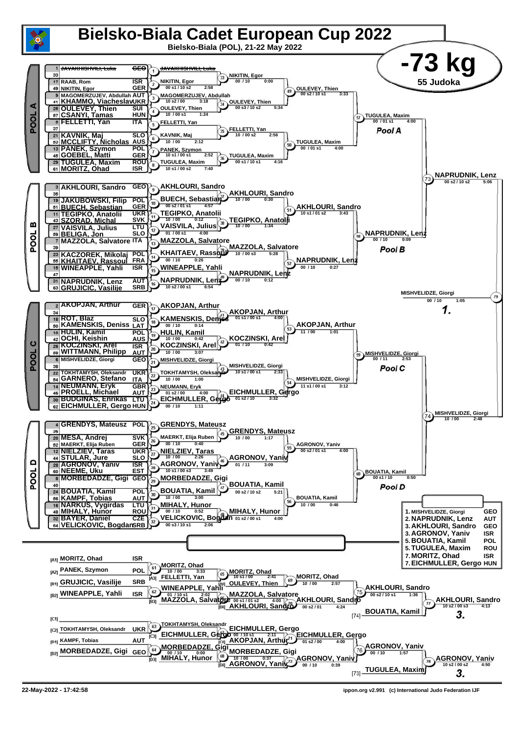# Bielsko-Biala Cadet European Cup 2022

Bielsko-Biala (POL), 21-22 May 2022

## -73 kg

55 Judoka

### POOL A

| Seed | Name | Nation |
|---|---|---|
| 1 | ~~JAVAKHISHVILI, Luka~~ | ~~GEO~~ |
| 33 | | |
| 17 | RAAB, Rom | ISR |
| 49 | NIKITIN, Egor | GER |
| 9 | MAGOMERZUJEV, Abdullah | AUT |
| 41 | KHAMMO, Viacheslav | UKR |
| 25 | OULEVEY, Thien | SUI |
| 57 | CSANYI, Tamas | HUN |
| 5 | FELLETTI, Yan | ITA |
| 37 | | |
| 21 | KAVNIK, Maj | SLO |
| 53 | MCCLIFTY, Nicholas | AUS |
| 13 | PANEK, Szymon | POL |
| 45 | GOEBEL, Matti | GER |
| 29 | TUGULEA, Maxim | ROU |
| 61 | MORITZ, Ohad | ISR |

- Contest 1: ~~JAVAKHISHVILI, Luka~~
- Contest 2: NIKITIN, Egor — 00 s1 / 10 s2 — 2:58
- Contest 3: MAGOMERZUJEV, Abdullah — 10 s2 / 00 — 3:18
- Contest 4: OULEVEY, Thien — 10 / 00 s1 — 1:24
- Contest 5: FELLETTI, Yan
- Contest 6: KAVNIK, Maj — 10 / 00 — 2:12
- Contest 7: PANEK, Szymon — 10 s1 / 00 s1 — 2:52
- Contest 8: TUGULEA, Maxim — 10 s1 / 00 s2 — 7:40
- Contest 33: NIKITIN, Egor — 00 / 10 — 0:00
- Contest 34: OULEVEY, Thien — 00 s3 / 10 s2 — 5:34
- Contest 35: FELLETTI, Yan — 10 / 00 s2 — 2:56
- Contest 36: TUGULEA, Maxim — 00 s1 / 10 s1 — 4:16
- Contest 49: OULEVEY, Thien — 00 s2 / 10 s1 — 3:33
- Contest 50: TUGULEA, Maxim — 00 / 01 s1 — 4:00
- Contest 57: TUGULEA, Maxim — 00 / 01 s1 — 4:00

Pool A

### POOL B

| Seed | Name | Nation |
|---|---|---|
| 3 | AKHLOURI, Sandro | GEO |
| 35 | | |
| 19 | JAKUBOWSKI, Filip | POL |
| 51 | BUECH, Sebastian | GER |
| 11 | TEGIPKO, Anatolii | UKR |
| 43 | SZORAD, Michal | SVK |
| 27 | VAISVILA, Julius | LTU |
| 59 | BELIGA, Jon | SLO |
| 7 | MAZZOLA, Salvatore | ITA |
| 39 | | |
| 23 | KACZOREK, Mikolaj | POL |
| 55 | KHAITAEV, Rassoul | FRA |
| 15 | WINEAPPLE, Yahli | ISR |
| 47 | | |
| 31 | NAPRUDNIK, Lenz | AUT |
| 63 | GRUJICIC, Vasilije | SRB |

- Contest 9: AKHLOURI, Sandro
- Contest 10: BUECH, Sebastian — 00 s2 / 01 s1 — 4:57
- Contest 11: TEGIPKO, Anatolii — 10 / 00 — 0:12
- Contest 12: VAISVILA, Julius — 01 / 00 s1 — 4:00
- Contest 13: MAZZOLA, Salvatore
- Contest 14: KHAITAEV, Rassoul — 00 / 10 — 0:26
- Contest 15: WINEAPPLE, Yahli
- Contest 16: NAPRUDNIK, Lenz — 10 s2 / 00 s1 — 6:54
- Contest 37: AKHLOURI, Sandro — 10 / 00 — 0:30
- Contest 38: TEGIPKO, Anatolii — 10 / 00 — 1:34
- Contest 39: MAZZOLA, Salvatore — 10 / 00 s3 — 5:28
- Contest 40: NAPRUDNIK, Lenz — 00 / 10 — 0:12
- Contest 51: AKHLOURI, Sandro — 10 s1 / 01 s2 — 3:43
- Contest 52: NAPRUDNIK, Lenz — 00 / 10 — 0:27
- Contest 58: NAPRUDNIK, Lenz — 00 / 10 — 0:09

Pool B

- Contest 73: NAPRUDNIK, Lenz — 00 s2 / 10 s2 — 5:06

### POOL C

| Seed | Name | Nation |
|---|---|---|
| 2 | AKOPJAN, Arthur | GER |
| 34 | | |
| 18 | ROT, Blaz | SLO |
| 50 | KAMENSKIS, Deniss | LAT |
| 10 | HULIN, Kamil | POL |
| 42 | OCHI, Keishin | AUS |
| 26 | KOCZINSKI, Arel | ISR |
| 58 | WITTMANN, Philipp | AUT |
| 6 | MISHVELIDZE, Giorgi | GEO |
| 38 | | |
| 22 | TOKHTAMYSH, Oleksandr | UKR |
| 54 | GARNERO, Stefano | ITA |
| 14 | NEUMANN, Eryk | GBR |
| 46 | PROELL, Michael | AUT |
| 30 | BUDGINAS, Enrikas | LTU |
| 62 | EICHMULLER, Gergo | HUN |

- Contest 17: AKOPJAN, Arthur
- Contest 18: KAMENSKIS, Deniss — 00 / 10 — 0:14
- Contest 19: HULIN, Kamil — 10 / 00 — 0:42
- Contest 20: KOCZINSKI, Arel — 10 / 00 — 3:07
- Contest 21: MISHVELIDZE, Giorgi
- Contest 22: TOKHTAMYSH, Oleksandr — 10 / 00 — 1:00
- Contest 23: NEUMANN, Eryk — 01 s2 / 00 — 4:00
- Contest 24: EICHMULLER, Gergo — 00 / 10 — 1:11
- Contest 41: AKOPJAN, Arthur — 01 s1 / 00 s1 — 4:00
- Contest 42: KOCZINSKI, Arel — 01 / 10 — 0:42
- Contest 43: MISHVELIDZE, Giorgi — 10 s1 / 00 s1 — 2:33
- Contest 44: EICHMULLER, Gergo — 01 s2 / 10 — 3:32
- Contest 53: AKOPJAN, Arthur — 11 / 00 — 1:01
- Contest 54: MISHVELIDZE, Giorgi — 11 s1 / 00 s1 — 3:12
- Contest 59: MISHVELIDZE, Giorgi — 00 / 11 — 2:53

Pool C

- Contest 79 (Final): MISHVELIDZE, Giorgi — 00 / 10 — 1:05 — **1.**

### POOL D

| Seed | Name | Nation |
|---|---|---|
| 4 | GRENDYS, Mateusz | POL |
| 36 | | |
| 20 | MESA, Andrej | SVK |
| 52 | MAERKT, Elija Ruben | GER |
| 12 | NIELZIEV, Taras | UKR |
| 44 | STULAR, Jure | SLO |
| 28 | AGRONOV, Yaniv | ISR |
| 60 | NEEME, Uku | EST |
| 8 | MORBEDADZE, Gigi | GEO |
| 40 | | |
| 24 | BOUATIA, Kamil | POL |
| 56 | KAMPF, Tobias | AUT |
| 16 | NARKUS, Vygirdas | LTU |
| 48 | MIHALY, Hunor | ROU |
| 32 | BAYER, Daniel | CZE |
| 64 | VELICKOVIC, Bogdan | SRB |

- Contest 25: GRENDYS, Mateusz
- Contest 26: MAERKT, Elija Ruben — 00 / 10 — 0:40
- Contest 27: NIELZIEV, Taras — 10 / 00 — 2:26
- Contest 28: AGRONOV, Yaniv — 10 s1 / 00 s3 — 3:49
- Contest 29: MORBEDADZE, Gigi
- Contest 30: BOUATIA, Kamil — 10 / 00 — 3:00
- Contest 31: MIHALY, Hunor — 00 / 10 — 0:52
- Contest 32: VELICKOVIC, Bogdan — 00 s3 / 10 s1 — 2:06
- Contest 45: GRENDYS, Mateusz — 10 / 00 — 1:17
- Contest 46: AGRONOV, Yaniv — 01 / 11 — 3:09
- Contest 47: BOUATIA, Kamil — 00 s2 / 10 s2 — 5:21
- Contest 48: MIHALY, Hunor — 01 s2 / 00 s1 — 4:00
- Contest 55: AGRONOV, Yaniv — 00 s2 / 01 s1 — 4:00
- Contest 56: BOUATIA, Kamil — 10 / 00 — 0:46
- Contest 60: BOUATIA, Kamil — 00 s1 / 10 — 0:50

Pool D

- Contest 74: MISHVELIDZE, Giorgi — 10 / 00 — 2:48

### Repechage

| Pos | Name | Nation |
|---|---|---|
| [A1] | MORITZ, Ohad | ISR |
| [A2] | PANEK, Szymon | POL |
| [B1] | GRUJICIC, Vasilije | SRB |
| [B2] | WINEAPPLE, Yahli | ISR |
| [C1] | | |
| [C2] | TOKHTAMYSH, Oleksandr | UKR |
| [D1] | KAMPF, Tobias | AUT |
| [D2] | MORBEDADZE, Gigi | GEO |

- Contest 61: MORITZ, Ohad — 10 / 00 — 3:33
- Contest 62: WINEAPPLE, Yahli — 01 / 10 s1 — 2:02
- Contest 63: TOKHTAMYSH, Oleksandr
- Contest 64: MORBEDADZE, Gigi — 00 / 10 — 0:00
- Contest 65: MORITZ, Ohad (vs [A3] FELLETTI, Yan) — 10 s1 / 00 — 2:41
- Contest 66: MAZZOLA, Salvatore (vs [B3] MAZZOLA, Salvatore) — 00 s1 / 01 s2 — 4:00
- Contest 67: EICHMULLER, Gergo (vs [C3] EICHMULLER, Gergo) — 00 / 10 s1 — 2:11
- Contest 68: MORBEDADZE, Gigi (vs [D3] MIHALY, Hunor) — 10 / 00 — 0:37
- Contest 69: MORITZ, Ohad (vs [A4] OULEVEY, Thien) — 10 / 00 — 2:57
- Contest 70: AKHLOURI, Sandro (vs [B4] AKHLOURI, Sandro) — 00 s2 / 01 — 4:24
- Contest 71: EICHMULLER, Gergo (vs [C4] AKOPJAN, Arthur) — 01 s2 / 00 — 4:00
- Contest 72: AGRONOV, Yaniv (vs [D4] AGRONOV, Yaniv) — 00 / 10 — 0:39
- Contest 75: AKHLOURI, Sandro — 00 s2 / 10 s1 — 1:36
- Contest 76: AGRONOV, Yaniv — 00 / 10 — 1:57
- Contest 77: AKHLOURI, Sandro (vs [74] BOUATIA, Kamil) — 10 s2 / 00 s3 — 4:13 — **3.**
- Contest 78: AGRONOV, Yaniv (vs [73] TUGULEA, Maxim) — 10 s2 / 00 s2 — 4:50 — **3.**

### Final Ranking

| Rank | Name | Nation |
|---|---|---|
| 1. | MISHVELIDZE, Giorgi | GEO |
| 2. | NAPRUDNIK, Lenz | AUT |
| 3. | AKHLOURI, Sandro | GEO |
| 3. | AGRONOV, Yaniv | ISR |
| 5. | BOUATIA, Kamil | POL |
| 5. | TUGULEA, Maxim | ROU |
| 7. | MORITZ, Ohad | ISR |
| 7. | EICHMULLER, Gergo | HUN |

22-May-2022 - 17:42:58

ippon.org v2.991 (c) International Judo Federation IJF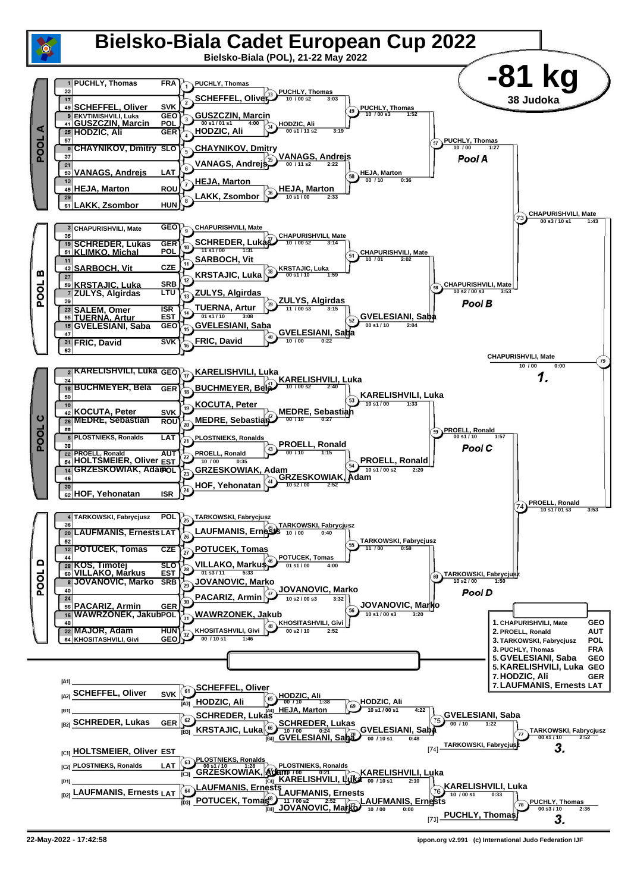# Bielsko-Biala Cadet European Cup 2022

Bielsko-Biala (POL), 21-22 May 2022

## -81 kg

38 Judoka

### POOL A

| Seed | Name | Country |
|---|---|---|
| 1 | PUCHLY, Thomas | FRA |
| 33 | | |
| 17 | | |
| 49 | SCHEFFEL, Oliver | SVK |
| 9 | EKVTIMISHVILI, Luka | GEO |
| 41 | GUSZCZIN, Marcin | POL |
| 25 | HODZIC, Ali | GER |
| 57 | | |
| 5 | CHAYNIKOV, Dmitry | SLO |
| 37 | | |
| 21 | | |
| 53 | VANAGS, Andrejs | LAT |
| 13 | | |
| 45 | HEJA, Marton | ROU |
| 29 | | |
| 61 | LAKK, Zsombor | HUN |

- (1) PUCHLY, Thomas
- (2) SCHEFFEL, Oliver
- (3) GUSZCZIN, Marcin — 00 s1 / 01 s1 — 4:00
- (4) HODZIC, Ali
- (5) CHAYNIKOV, Dmitry
- (6) VANAGS, Andrejs
- (7) HEJA, Marton
- (8) LAKK, Zsombor
- (33) PUCHLY, Thomas — 10 / 00 s2 — 3:03
- (34) HODZIC, Ali — 00 s1 / 11 s2 — 3:19
- (35) VANAGS, Andrejs — 00 / 11 s2 — 2:22
- (36) HEJA, Marton — 10 s1 / 00 — 2:33
- (49) PUCHLY, Thomas — 10 / 00 s3 — 1:52
- (50) HEJA, Marton — 00 / 10 — 0:36
- (57) PUCHLY, Thomas — 10 / 00 — 1:27 — *Pool A*

### POOL B

| Seed | Name | Country |
|---|---|---|
| 3 | CHAPURISHVILI, Mate | GEO |
| 35 | | |
| 19 | SCHREDER, Lukas | GER |
| 51 | KLIMKO, Michal | POL |
| 11 | | |
| 43 | SARBOCH, Vit | CZE |
| 27 | | |
| 59 | KRSTAJIC, Luka | SRB |
| 7 | ZULYS, Algirdas | LTU |
| 39 | | |
| 23 | SALEM, Omer | ISR |
| 55 | TUERNA, Artur | EST |
| 15 | GVELESIANI, Saba | GEO |
| 47 | | |
| 31 | FRIC, David | SVK |
| 63 | | |

- (9) CHAPURISHVILI, Mate
- (10) SCHREDER, Lukas — 11 s1 / 00 — 1:31
- (11) SARBOCH, Vit
- (12) KRSTAJIC, Luka
- (13) ZULYS, Algirdas
- (14) TUERNA, Artur — 01 s1 / 10 — 3:08
- (15) GVELESIANI, Saba
- (16) FRIC, David
- (37) CHAPURISHVILI, Mate — 10 / 00 s2 — 3:14
- (38) KRSTAJIC, Luka — 00 s1 / 10 — 1:59
- (39) ZULYS, Algirdas — 11 / 00 s3 — 3:15
- (40) GVELESIANI, Saba — 10 / 00 — 0:22
- (51) CHAPURISHVILI, Mate — 10 / 01 — 2:02
- (52) GVELESIANI, Saba — 00 s1 / 10 — 2:04
- (58) CHAPURISHVILI, Mate — 10 s2 / 00 s3 — 3:53 — *Pool B*

### POOL C

| Seed | Name | Country |
|---|---|---|
| 2 | KARELISHVILI, Luka | GEO |
| 34 | | |
| 18 | BUCHMEYER, Bela | GER |
| 50 | | |
| 10 | | |
| 42 | KOCUTA, Peter | SVK |
| 26 | MEDRE, Sebastian | ROU |
| 58 | | |
| 6 | PLOSTNIEKS, Ronalds | LAT |
| 38 | | |
| 22 | PROELL, Ronald | AUT |
| 54 | HOLTSMEIER, Oliver | EST |
| 14 | GRZESKOWIAK, Adam | POL |
| 46 | | |
| 30 | | |
| 62 | HOF, Yehonatan | ISR |

- (17) KARELISHVILI, Luka
- (18) BUCHMEYER, Bela
- (19) KOCUTA, Peter
- (20) MEDRE, Sebastian
- (21) PLOSTNIEKS, Ronalds
- (22) PROELL, Ronald — 10 / 00 — 0:35
- (23) GRZESKOWIAK, Adam
- (24) HOF, Yehonatan
- (41) KARELISHVILI, Luka — 10 / 00 s2 — 2:40
- (42) MEDRE, Sebastian — 00 / 10 — 0:27
- (43) PROELL, Ronald — 00 / 10 — 1:15
- (44) GRZESKOWIAK, Adam — 10 s2 / 00 — 2:52
- (53) KARELISHVILI, Luka — 10 s1 / 00 — 1:33
- (54) PROELL, Ronald — 10 s1 / 00 s2 — 2:20
- (59) PROELL, Ronald — 00 s1 / 10 — 1:57 — *Pool C*

### POOL D

| Seed | Name | Country |
|---|---|---|
| 4 | TARKOWSKI, Fabrycjusz | POL |
| 36 | | |
| 20 | LAUFMANIS, Ernests | LAT |
| 52 | | |
| 12 | POTUCEK, Tomas | CZE |
| 44 | | |
| 28 | KOS, Timotej | SLO |
| 60 | VILLAKO, Markus | EST |
| 8 | JOVANOVIC, Marko | SRB |
| 40 | | |
| 24 | | |
| 56 | PACARIZ, Armin | GER |
| 16 | WAWRZONEK, Jakub | POL |
| 48 | | |
| 32 | MAJOR, Adam | HUN |
| 64 | KHOSITASHVILI, Givi | GEO |

- (25) TARKOWSKI, Fabrycjusz
- (26) LAUFMANIS, Ernests
- (27) POTUCEK, Tomas
- (28) VILLAKO, Markus — 01 s3 / 11 — 5:33
- (29) JOVANOVIC, Marko
- (30) PACARIZ, Armin
- (31) WAWRZONEK, Jakub
- (32) KHOSITASHVILI, Givi — 00 / 10 s1 — 1:46
- (45) TARKOWSKI, Fabrycjusz — 10 / 00 — 0:40
- (46) POTUCEK, Tomas — 01 s1 / 00 — 4:00
- (47) JOVANOVIC, Marko — 10 s2 / 00 s3 — 3:32
- (48) KHOSITASHVILI, Givi — 00 s2 / 10 — 2:52
- (55) TARKOWSKI, Fabrycjusz — 11 / 00 — 0:58
- (56) JOVANOVIC, Marko — 10 s1 / 00 s3 — 3:20
- (60) TARKOWSKI, Fabrycjusz — 10 s2 / 00 — 1:50 — *Pool D*

### Semi-finals and Final

- (73) CHAPURISHVILI, Mate — 00 s3 / 10 s1 — 1:43
- (74) PROELL, Ronald — 10 s1 / 01 s3 — 3:53
- (79) CHAPURISHVILI, Mate — 10 / 00 — 0:00 — **1.**

### Repechage

- [A1]
- [A2] SCHEFFEL, Oliver — SVK
- [B1]
- [B2] SCHREDER, Lukas — GER
- [C1] HOLTSMEIER, Oliver — EST
- [C2] PLOSTNIEKS, Ronalds — LAT
- [D1]
- [D2] LAUFMANIS, Ernests — LAT

- (61) SCHEFFEL, Oliver
- (62) SCHREDER, Lukas
- (63) PLOSTNIEKS, Ronalds — 00 s1 / 10 — 1:28
- (64) LAUFMANIS, Ernests
- (65) HODZIC, Ali [A3] vs. SCHEFFEL, Oliver — HODZIC, Ali — 00 / 10 — 1:38
- (66) SCHREDER, Lukas [vs. KRSTAJIC, Luka B3] — 10 / 00 — 0:24
- (67) PLOSTNIEKS, Ronalds [vs. GRZESKOWIAK, Adam C3] — 10 / 00 — 0:21
- (68) LAUFMANIS, Ernests [vs. POTUCEK, Tomas D3] — 11 / 00 s2 — 2:52
- (69) HODZIC, Ali [vs. HEJA, Marton A4] — 10 s1 / 00 s1 — 4:22
- (70) GVELESIANI, Saba [vs. SCHREDER, Lukas; GVELESIANI, Saba B4] — 00 / 10 s1 — 0:48
- (71) KARELISHVILI, Luka [vs. PLOSTNIEKS, Ronalds; KARELISHVILI, Luka C4] — 00 / 10 s1 — 2:10
- (72) LAUFMANIS, Ernests [vs. JOVANOVIC, Marko D4] — 10 / 00 — 0:00
- (75) GVELESIANI, Saba — 00 / 10 — 1:22
- (76) KARELISHVILI, Luka — 10 / 00 s1 — 0:33
- (77) TARKOWSKI, Fabrycjusz [74] — 00 s1 / 10 — 2:52 — **3.**
- (78) PUCHLY, Thomas [73] — 00 s3 / 10 — 2:36 — **3.**

### Final Results

| Place | Name | Country |
|---|---|---|
| 1. | CHAPURISHVILI, Mate | GEO |
| 2. | PROELL, Ronald | AUT |
| 3. | TARKOWSKI, Fabrycjusz | POL |
| 3. | PUCHLY, Thomas | FRA |
| 5. | GVELESIANI, Saba | GEO |
| 5. | KARELISHVILI, Luka | GEO |
| 7. | HODZIC, Ali | GER |
| 7. | LAUFMANIS, Ernests | LAT |

22-May-2022 - 17:42:58

ippon.org v2.991 (c) International Judo Federation IJF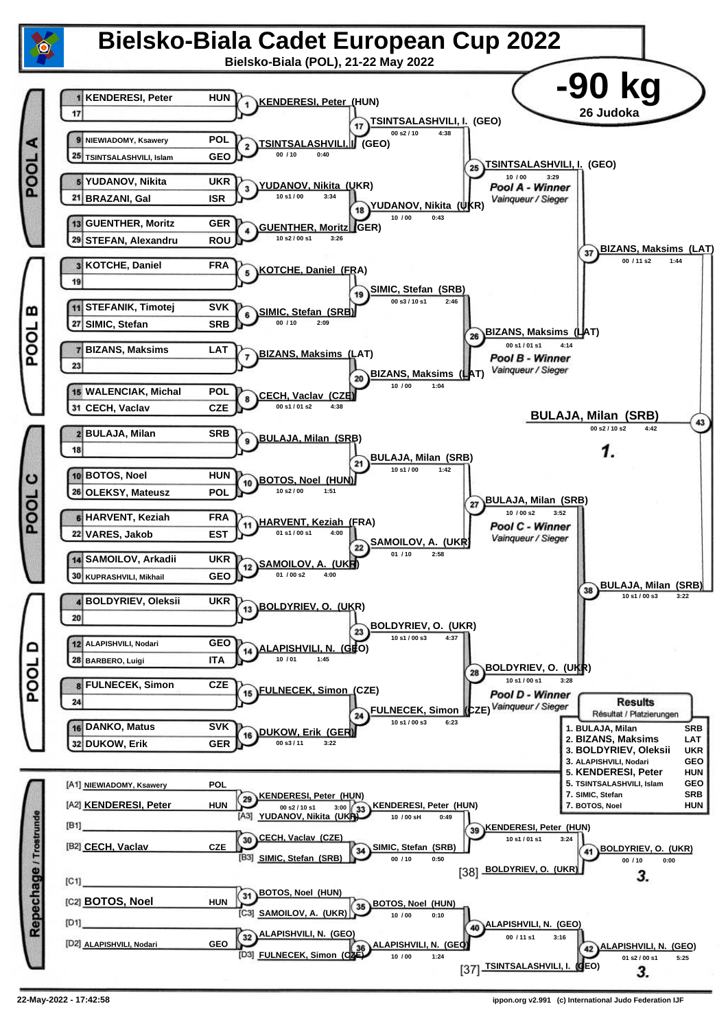# Bielsko-Biala Cadet European Cup 2022

**Bielsko-Biala (POL), 21-22 May 2022**

## -90 kg

**26 Judoka**

### POOL A

| Seed | Name | Country |
|---|---|---|
| 1 | KENDERESI, Peter | HUN |
| 17 | | |
| 9 | NIEWIADOMY, Ksawery | POL |
| 25 | TSINTSALASHVILI, Islam | GEO |
| 5 | YUDANOV, Nikita | UKR |
| 21 | BRAZANI, Gal | ISR |
| 13 | GUENTHER, Moritz | GER |
| 29 | STEFAN, Alexandru | ROU |

- (1) KENDERESI, Peter (HUN)
- (2) TSINTSALASHVILI, I. (GEO) — 00 / 10 — 0:40
- (3) YUDANOV, Nikita (UKR) — 10 s1 / 00 — 3:34
- (4) GUENTHER, Moritz (GER) — 10 s2 / 00 s1 — 3:26
- (17) TSINTSALASHVILI, I. (GEO) — 00 s2 / 10 — 4:38
- (18) YUDANOV, Nikita (UKR) — 10 / 00 — 0:43
- (25) TSINTSALASHVILI, I. (GEO) — 10 / 00 — 3:29 — *Pool A - Winner / Vainqueur / Sieger*

### POOL B

| Seed | Name | Country |
|---|---|---|
| 3 | KOTCHE, Daniel | FRA |
| 19 | | |
| 11 | STEFANIK, Timotej | SVK |
| 27 | SIMIC, Stefan | SRB |
| 7 | BIZANS, Maksims | LAT |
| 23 | | |
| 15 | WALENCIAK, Michal | POL |
| 31 | CECH, Vaclav | CZE |

- (5) KOTCHE, Daniel (FRA)
- (6) SIMIC, Stefan (SRB) — 00 / 10 — 2:09
- (7) BIZANS, Maksims (LAT)
- (8) CECH, Vaclav (CZE) — 00 s1 / 01 s2 — 4:38
- (19) SIMIC, Stefan (SRB) — 00 s3 / 10 s1 — 2:46
- (20) BIZANS, Maksims (LAT) — 10 / 00 — 1:04
- (26) BIZANS, Maksims (LAT) — 00 s1 / 01 s1 — 4:14 — *Pool B - Winner / Vainqueur / Sieger*
- (37) BIZANS, Maksims (LAT) — 00 / 11 s2 — 1:44

### POOL C

| Seed | Name | Country |
|---|---|---|
| 2 | BULAJA, Milan | SRB |
| 18 | | |
| 10 | BOTOS, Noel | HUN |
| 26 | OLEKSY, Mateusz | POL |
| 6 | HARVENT, Keziah | FRA |
| 22 | VARES, Jakob | EST |
| 14 | SAMOILOV, Arkadii | UKR |
| 30 | KUPRASHVILI, Mikhail | GEO |

- (9) BULAJA, Milan (SRB)
- (10) BOTOS, Noel (HUN) — 10 s2 / 00 — 1:51
- (11) HARVENT, Keziah (FRA) — 01 s1 / 00 s1 — 4:00
- (12) SAMOILOV, A. (UKR) — 01 / 00 s2 — 4:00
- (21) BULAJA, Milan (SRB) — 10 s1 / 00 — 1:42
- (22) SAMOILOV, A. (UKR) — 01 / 10 — 2:58
- (27) BULAJA, Milan (SRB) — 10 / 00 s2 — 3:52 — *Pool C - Winner / Vainqueur / Sieger*

### POOL D

| Seed | Name | Country |
|---|---|---|
| 4 | BOLDYRIEV, Oleksii | UKR |
| 20 | | |
| 12 | ALAPISHVILI, Nodari | GEO |
| 28 | BARBERO, Luigi | ITA |
| 8 | FULNECEK, Simon | CZE |
| 24 | | |
| 16 | DANKO, Matus | SVK |
| 32 | DUKOW, Erik | GER |

- (13) BOLDYRIEV, O. (UKR)
- (14) ALAPISHVILI, N. (GEO) — 10 / 01 — 1:45
- (15) FULNECEK, Simon (CZE)
- (16) DUKOW, Erik (GER) — 00 s3 / 11 — 3:22
- (23) BOLDYRIEV, O. (UKR) — 10 s1 / 00 s3 — 4:37
- (24) FULNECEK, Simon (CZE) — 10 s1 / 00 s3 — 6:23
- (28) BOLDYRIEV, O. (UKR) — 10 s1 / 00 s1 — 3:28 — *Pool D - Winner / Vainqueur / Sieger*
- (38) BULAJA, Milan (SRB) — 10 s1 / 00 s3 — 3:22

### Final

- (43) BULAJA, Milan (SRB) — 00 s2 / 10 s2 — 4:42 — **1.**

### Repechage / Trostrunde

- [A1] NIEWIADOMY, Ksawery (POL)
- [A2] KENDERESI, Peter (HUN)
- [B1]
- [B2] CECH, Vaclav (CZE)
- [C1]
- [C2] BOTOS, Noel (HUN)
- [D1]
- [D2] ALAPISHVILI, Nodari (GEO)

- (29) KENDERESI, Peter (HUN) — 00 s2 / 10 s1 — 3:00
- [A3] YUDANOV, Nikita (UKR)
- (33) KENDERESI, Peter (HUN) — 10 / 00 sH — 0:49
- (30) CECH, Vaclav (CZE)
- [B3] SIMIC, Stefan (SRB)
- (34) SIMIC, Stefan (SRB) — 00 / 10 — 0:50
- (39) KENDERESI, Peter (HUN) — 10 s1 / 01 s1 — 3:24
- [38] BOLDYRIEV, O. (UKR)
- (41) BOLDYRIEV, O. (UKR) — 00 / 10 — 0:00 — **3.**
- (31) BOTOS, Noel (HUN)
- [C3] SAMOILOV, A. (UKR)
- (35) BOTOS, Noel (HUN) — 10 / 00 — 0:10
- (32) ALAPISHVILI, N. (GEO)
- [D3] FULNECEK, Simon (CZE)
- (36) ALAPISHVILI, N. (GEO) — 10 / 00 — 1:24
- (40) ALAPISHVILI, N. (GEO) — 00 / 11 s1 — 3:16
- [37] TSINTSALASHVILI, I. (GEO)
- (42) ALAPISHVILI, N. (GEO) — 01 s2 / 00 s1 — 5:25 — **3.**

### Results / Résultat / Platzierungen

| Place | Name | Country |
|---|---|---|
| 1. | BULAJA, Milan | SRB |
| 2. | BIZANS, Maksims | LAT |
| 3. | BOLDYRIEV, Oleksii | UKR |
| 3. | ALAPISHVILI, Nodari | GEO |
| 5. | KENDERESI, Peter | HUN |
| 5. | TSINTSALASHVILI, Islam | GEO |
| 7. | SIMIC, Stefan | SRB |
| 7. | BOTOS, Noel | HUN |

22-May-2022 - 17:42:58

ippon.org v2.991 (c) International Judo Federation IJF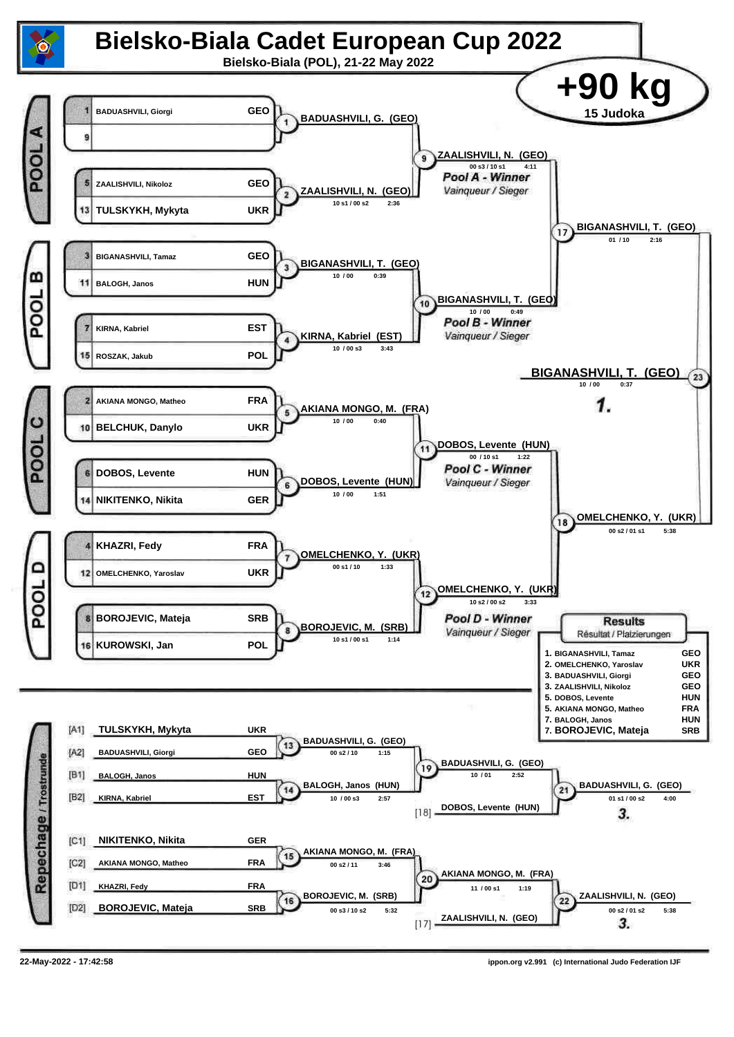# Bielsko-Biala Cadet European Cup 2022

**Bielsko-Biala (POL), 21-22 May 2022**

## +90 kg

15 Judoka

### POOL A

| Seed | Name | Country |
|---|---|---|
| 1 | BADUASHVILI, Giorgi | GEO |
| 9 | | |
| 5 | ZAALISHVILI, Nikoloz | GEO |
| 13 | TULSKYKH, Mykyta | UKR |

- Contest 1: BADUASHVILI, G. (GEO)
- Contest 2: ZAALISHVILI, N. (GEO) — 10 s1 / 00 s2 — 2:36
- Contest 9: ZAALISHVILI, N. (GEO) — 00 s3 / 10 s1 — 4:11

**Pool A - Winner** *Vainqueur / Sieger*

### POOL B

| Seed | Name | Country |
|---|---|---|
| 3 | BIGANASHVILI, Tamaz | GEO |
| 11 | BALOGH, Janos | HUN |
| 7 | KIRNA, Kabriel | EST |
| 15 | ROSZAK, Jakub | POL |

- Contest 3: BIGANASHVILI, T. (GEO) — 10 / 00 — 0:39
- Contest 4: KIRNA, Kabriel (EST) — 10 / 00 s3 — 3:43
- Contest 10: BIGANASHVILI, T. (GEO) — 10 / 00 — 0:49

**Pool B - Winner** *Vainqueur / Sieger*

### POOL C

| Seed | Name | Country |
|---|---|---|
| 2 | AKIANA MONGO, Matheo | FRA |
| 10 | BELCHUK, Danylo | UKR |
| 6 | DOBOS, Levente | HUN |
| 14 | NIKITENKO, Nikita | GER |

- Contest 5: AKIANA MONGO, M. (FRA) — 10 / 00 — 0:40
- Contest 6: DOBOS, Levente (HUN) — 10 / 00 — 1:51
- Contest 11: DOBOS, Levente (HUN) — 00 / 10 s1 — 1:22

**Pool C - Winner** *Vainqueur / Sieger*

### POOL D

| Seed | Name | Country |
|---|---|---|
| 4 | KHAZRI, Fedy | FRA |
| 12 | OMELCHENKO, Yaroslav | UKR |
| 8 | BOROJEVIC, Mateja | SRB |
| 16 | KUROWSKI, Jan | POL |

- Contest 7: OMELCHENKO, Y. (UKR) — 00 s1 / 10 — 1:33
- Contest 8: BOROJEVIC, M. (SRB) — 10 s1 / 00 s1 — 1:14
- Contest 12: OMELCHENKO, Y. (UKR) — 10 s2 / 00 s2 — 3:33

**Pool D - Winner** *Vainqueur / Sieger*

### Semi-finals and Final

- Contest 17: BIGANASHVILI, T. (GEO) — 01 / 10 — 2:16
- Contest 18: OMELCHENKO, Y. (UKR) — 00 s2 / 01 s1 — 5:38
- Contest 23: **BIGANASHVILI, T. (GEO)** — 10 / 00 — 0:37 — **1.**

### Repechage / Trostrunde

| | Name | Country |
|---|---|---|
| [A1] | TULSKYKH, Mykyta | UKR |
| [A2] | BADUASHVILI, Giorgi | GEO |
| [B1] | BALOGH, Janos | HUN |
| [B2] | KIRNA, Kabriel | EST |
| [C1] | NIKITENKO, Nikita | GER |
| [C2] | AKIANA MONGO, Matheo | FRA |
| [D1] | KHAZRI, Fedy | FRA |
| [D2] | BOROJEVIC, Mateja | SRB |

- Contest 13: BADUASHVILI, G. (GEO) — 00 s2 / 10 — 1:15
- Contest 14: BALOGH, Janos (HUN) — 10 / 00 s3 — 2:57
- Contest 19: BADUASHVILI, G. (GEO) — 10 / 01 — 2:52
- [18] DOBOS, Levente (HUN)
- Contest 21: BADUASHVILI, G. (GEO) — 01 s1 / 00 s2 — 4:00 — **3.**
- Contest 15: AKIANA MONGO, M. (FRA) — 00 s2 / 11 — 3:46
- Contest 16: BOROJEVIC, M. (SRB) — 00 s3 / 10 s2 — 5:32
- Contest 20: AKIANA MONGO, M. (FRA) — 11 / 00 s1 — 1:19
- [17] ZAALISHVILI, N. (GEO)
- Contest 22: ZAALISHVILI, N. (GEO) — 00 s2 / 01 s2 — 5:38 — **3.**

### Results

Résultat / Platzierungen

| Place | Name | Country |
|---|---|---|
| 1. | BIGANASHVILI, Tamaz | GEO |
| 2. | OMELCHENKO, Yaroslav | UKR |
| 3. | BADUASHVILI, Giorgi | GEO |
| 3. | ZAALISHVILI, Nikoloz | GEO |
| 5. | DOBOS, Levente | HUN |
| 5. | AKIANA MONGO, Matheo | FRA |
| 7. | BALOGH, Janos | HUN |
| 7. | BOROJEVIC, Mateja | SRB |

22-May-2022 - 17:42:58 | ippon.org v2.991 (c) International Judo Federation IJF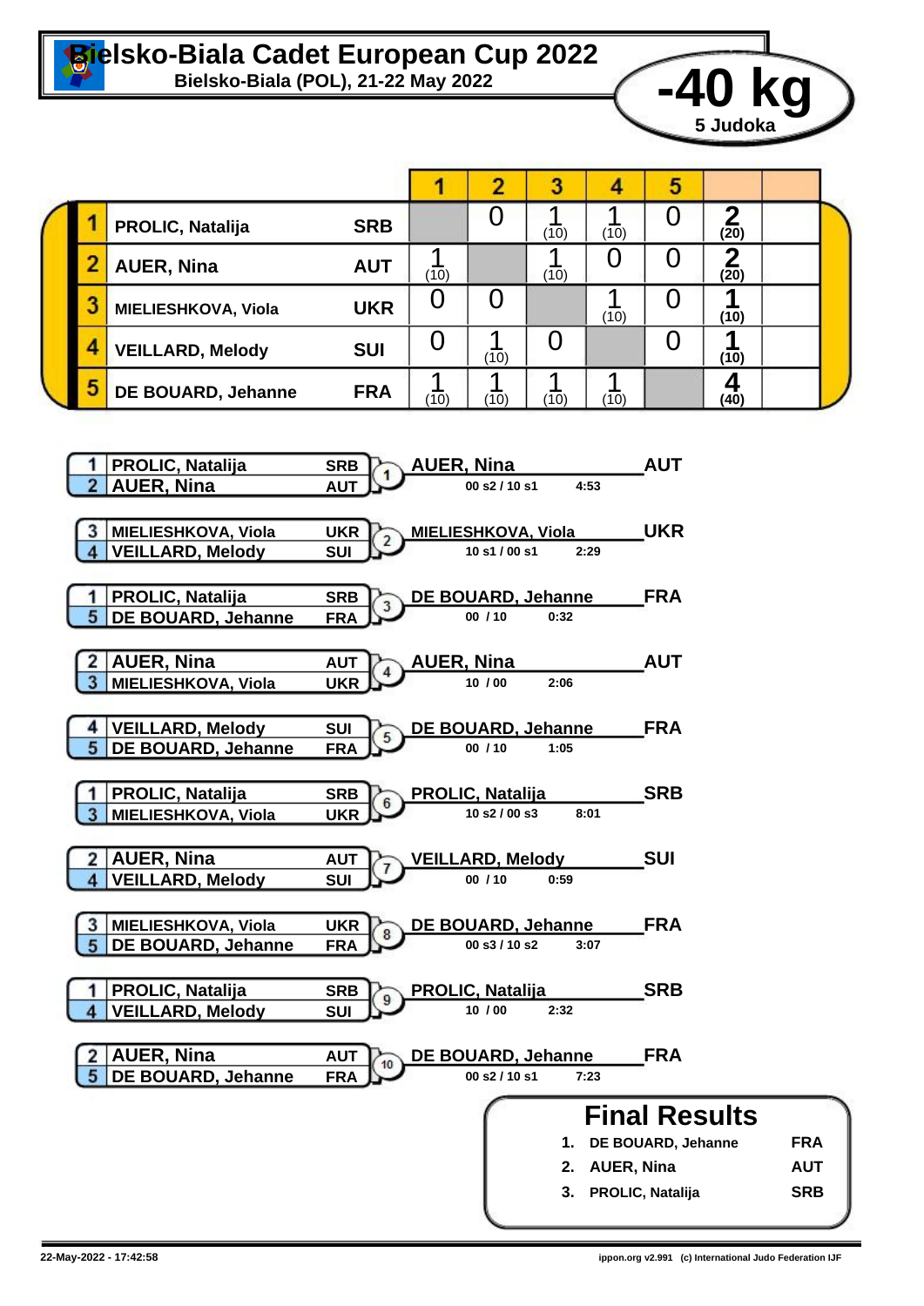# Bielsko-Biala Cadet European Cup 2022

**Bielsko-Biala (POL), 21-22 May 2022**

## -40 kg

**5 Judoka**

| | Name | Nation | 1 | 2 | 3 | 4 | 5 | | |
|---|---|---|---|---|---|---|---|---|---|
| 1 | PROLIC, Natalija | SRB | | 0 | 1 (10) | 1 (10) | 0 | 2 (20) | |
| 2 | AUER, Nina | AUT | 1 (10) | | 1 (10) | 0 | 0 | 2 (20) | |
| 3 | MIELIESHKOVA, Viola | UKR | 0 | 0 | | 1 (10) | 0 | 1 (10) | |
| 4 | VEILLARD, Melody | SUI | 0 | 1 (10) | 0 | | 0 | 1 (10) | |
| 5 | DE BOUARD, Jehanne | FRA | 1 (10) | 1 (10) | 1 (10) | 1 (10) | | 4 (40) | |

| Contest | Judoka | Nation | Winner | Nation | Score | Time |
|---|---|---|---|---|---|---|
| 1 | 1 PROLIC, Natalija / 2 AUER, Nina | SRB / AUT | AUER, Nina | AUT | 00 s2 / 10 s1 | 4:53 |
| 2 | 3 MIELIESHKOVA, Viola / 4 VEILLARD, Melody | UKR / SUI | MIELIESHKOVA, Viola | UKR | 10 s1 / 00 s1 | 2:29 |
| 3 | 1 PROLIC, Natalija / 5 DE BOUARD, Jehanne | SRB / FRA | DE BOUARD, Jehanne | FRA | 00 / 10 | 0:32 |
| 4 | 2 AUER, Nina / 3 MIELIESHKOVA, Viola | AUT / UKR | AUER, Nina | AUT | 10 / 00 | 2:06 |
| 5 | 4 VEILLARD, Melody / 5 DE BOUARD, Jehanne | SUI / FRA | DE BOUARD, Jehanne | FRA | 00 / 10 | 1:05 |
| 6 | 1 PROLIC, Natalija / 3 MIELIESHKOVA, Viola | SRB / UKR | PROLIC, Natalija | SRB | 10 s2 / 00 s3 | 8:01 |
| 7 | 2 AUER, Nina / 4 VEILLARD, Melody | AUT / SUI | VEILLARD, Melody | SUI | 00 / 10 | 0:59 |
| 8 | 3 MIELIESHKOVA, Viola / 5 DE BOUARD, Jehanne | UKR / FRA | DE BOUARD, Jehanne | FRA | 00 s3 / 10 s2 | 3:07 |
| 9 | 1 PROLIC, Natalija / 4 VEILLARD, Melody | SRB / SUI | PROLIC, Natalija | SRB | 10 / 00 | 2:32 |
| 10 | 2 AUER, Nina / 5 DE BOUARD, Jehanne | AUT / FRA | DE BOUARD, Jehanne | FRA | 00 s2 / 10 s1 | 7:23 |

## Final Results

1. DE BOUARD, Jehanne — FRA
2. AUER, Nina — AUT
3. PROLIC, Natalija — SRB

22-May-2022 - 17:42:58

ippon.org v2.991 (c) International Judo Federation IJF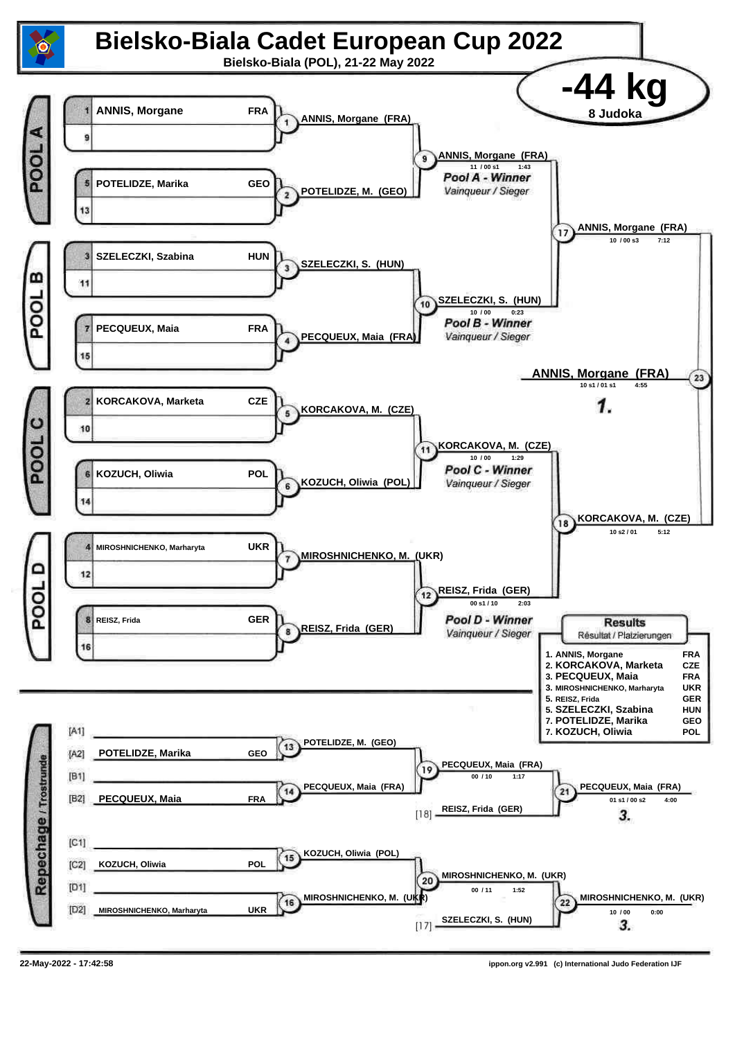# Bielsko-Biala Cadet European Cup 2022

**Bielsko-Biala (POL), 21-22 May 2022**

## -44 kg

8 Judoka

### POOL A

| Seed | Name | Nation |
|---|---|---|
| 1 | ANNIS, Morgane | FRA |
| 9 | | |
| 5 | POTELIDZE, Marika | GEO |
| 13 | | |

- Contest 1: ANNIS, Morgane (FRA)
- Contest 2: POTELIDZE, M. (GEO)
- Contest 9: ANNIS, Morgane (FRA) — 11 / 00 s1 — 1:43

*Pool A - Winner*
*Vainqueur / Sieger*

### POOL B

| Seed | Name | Nation |
|---|---|---|
| 3 | SZELECZKI, Szabina | HUN |
| 11 | | |
| 7 | PECQUEUX, Maia | FRA |
| 15 | | |

- Contest 3: SZELECZKI, S. (HUN)
- Contest 4: PECQUEUX, Maia (FRA)
- Contest 10: SZELECZKI, S. (HUN) — 10 / 00 — 0:23

*Pool B - Winner*
*Vainqueur / Sieger*

- Contest 17: ANNIS, Morgane (FRA) — 10 / 00 s3 — 7:12

### POOL C

| Seed | Name | Nation |
|---|---|---|
| 2 | KORCAKOVA, Marketa | CZE |
| 10 | | |
| 6 | KOZUCH, Oliwia | POL |
| 14 | | |

- Contest 5: KORCAKOVA, M. (CZE)
- Contest 6: KOZUCH, Oliwia (POL)
- Contest 11: KORCAKOVA, M. (CZE) — 10 / 00 — 1:29

*Pool C - Winner*
*Vainqueur / Sieger*

### POOL D

| Seed | Name | Nation |
|---|---|---|
| 4 | MIROSHNICHENKO, Marharyta | UKR |
| 12 | | |
| 8 | REISZ, Frida | GER |
| 16 | | |

- Contest 7: MIROSHNICHENKO, M. (UKR)
- Contest 8: REISZ, Frida (GER)
- Contest 12: REISZ, Frida (GER) — 00 s1 / 10 — 2:03

*Pool D - Winner*
*Vainqueur / Sieger*

- Contest 18: KORCAKOVA, M. (CZE) — 10 s2 / 01 — 5:12

### Final

- Contest 23: ANNIS, Morgane (FRA) — 10 s1 / 01 s1 — 4:55 — **1.**

### Repechage / Trostrunde

| Slot | Name | Nation |
|---|---|---|
| [A1] | | |
| [A2] | POTELIDZE, Marika | GEO |
| [B1] | | |
| [B2] | PECQUEUX, Maia | FRA |
| [C1] | | |
| [C2] | KOZUCH, Oliwia | POL |
| [D1] | | |
| [D2] | MIROSHNICHENKO, Marharyta | UKR |

- Contest 13: POTELIDZE, M. (GEO)
- Contest 14: PECQUEUX, Maia (FRA)
- Contest 19: PECQUEUX, Maia (FRA) — 00 / 10 — 1:17
- [18] REISZ, Frida (GER)
- Contest 21: PECQUEUX, Maia (FRA) — 01 s1 / 00 s2 — 4:00 — **3.**
- Contest 15: KOZUCH, Oliwia (POL)
- Contest 16: MIROSHNICHENKO, M. (UKR)
- Contest 20: MIROSHNICHENKO, M. (UKR) — 00 / 11 — 1:52
- [17] SZELECZKI, S. (HUN)
- Contest 22: MIROSHNICHENKO, M. (UKR) — 10 / 00 — 0:00 — **3.**

### Results

Résultat / Platzierungen

| Place | Name | Nation |
|---|---|---|
| 1. | ANNIS, Morgane | FRA |
| 2. | KORCAKOVA, Marketa | CZE |
| 3. | PECQUEUX, Maia | FRA |
| 3. | MIROSHNICHENKO, Marharyta | UKR |
| 5. | REISZ, Frida | GER |
| 5. | SZELECZKI, Szabina | HUN |
| 7. | POTELIDZE, Marika | GEO |
| 7. | KOZUCH, Oliwia | POL |

22-May-2022 - 17:42:58 — ippon.org v2.991 (c) International Judo Federation IJF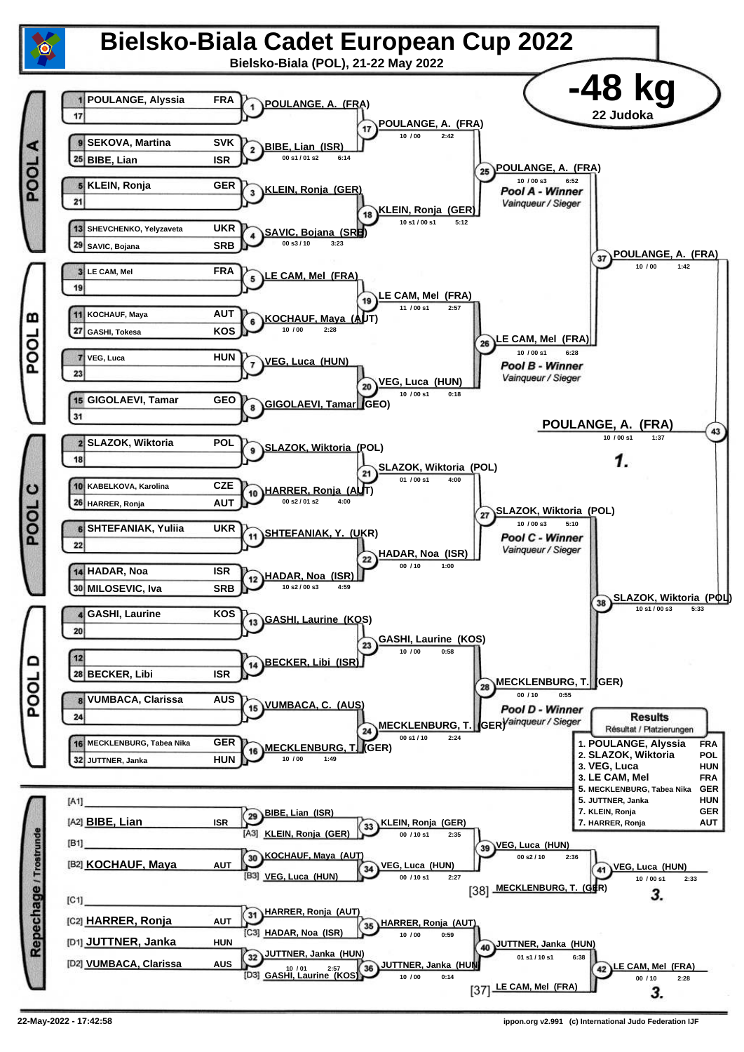# Bielsko-Biala Cadet European Cup 2022

**Bielsko-Biala (POL), 21-22 May 2022**

## -48 kg

**22 Judoka**

### POOL A

| Seed | Name | Nation |
|---|---|---|
| 1 | POULANGE, Alyssia | FRA |
| 17 | | |
| 9 | SEKOVA, Martina | SVK |
| 25 | BIBE, Lian | ISR |
| 5 | KLEIN, Ronja | GER |
| 21 | | |
| 13 | SHEVCHENKO, Yelyzaveta | UKR |
| 29 | SAVIC, Bojana | SRB |

| Contest | Winner | Score | Time |
|---|---|---|---|
| 1 | POULANGE, A. (FRA) | | |
| 2 | BIBE, Lian (ISR) | 00 s1 / 01 s2 | 6:14 |
| 3 | KLEIN, Ronja (GER) | | |
| 4 | SAVIC, Bojana (SRB) | 00 s3 / 10 | 3:23 |
| 17 | POULANGE, A. (FRA) | 10 / 00 | 2:42 |
| 18 | KLEIN, Ronja (GER) | 10 s1 / 00 s1 | 5:12 |
| 25 | POULANGE, A. (FRA) | 10 / 00 s3 | 6:52 |

Pool A - Winner / *Vainqueur / Sieger*: POULANGE, A. (FRA)

### POOL B

| Seed | Name | Nation |
|---|---|---|
| 3 | LE CAM, Mel | FRA |
| 19 | | |
| 11 | KOCHAUF, Maya | AUT |
| 27 | GASHI, Tokesa | KOS |
| 7 | VEG, Luca | HUN |
| 23 | | |
| 15 | GIGOLAEVI, Tamar | GEO |
| 31 | | |

| Contest | Winner | Score | Time |
|---|---|---|---|
| 5 | LE CAM, Mel (FRA) | | |
| 6 | KOCHAUF, Maya (AUT) | 10 / 00 | 2:28 |
| 7 | VEG, Luca (HUN) | | |
| 8 | GIGOLAEVI, Tamar (GEO) | | |
| 19 | LE CAM, Mel (FRA) | 11 / 00 s1 | 2:57 |
| 20 | VEG, Luca (HUN) | 10 / 00 s1 | 0:18 |
| 26 | LE CAM, Mel (FRA) | 10 / 00 s1 | 6:28 |

Pool B - Winner / *Vainqueur / Sieger*: LE CAM, Mel (FRA)

### POOL C

| Seed | Name | Nation |
|---|---|---|
| 2 | SLAZOK, Wiktoria | POL |
| 18 | | |
| 10 | KABELKOVA, Karolina | CZE |
| 26 | HARRER, Ronja | AUT |
| 6 | SHTEFANIAK, Yuliia | UKR |
| 22 | | |
| 14 | HADAR, Noa | ISR |
| 30 | MILOSEVIC, Iva | SRB |

| Contest | Winner | Score | Time |
|---|---|---|---|
| 9 | SLAZOK, Wiktoria (POL) | | |
| 10 | HARRER, Ronja (AUT) | 00 s2 / 01 s2 | 4:00 |
| 11 | SHTEFANIAK, Y. (UKR) | | |
| 12 | HADAR, Noa (ISR) | 10 s2 / 00 s3 | 4:59 |
| 21 | SLAZOK, Wiktoria (POL) | 01 / 00 s1 | 4:00 |
| 22 | HADAR, Noa (ISR) | 00 / 10 | 1:00 |
| 27 | SLAZOK, Wiktoria (POL) | 10 / 00 s3 | 5:10 |

Pool C - Winner / *Vainqueur / Sieger*: SLAZOK, Wiktoria (POL)

### POOL D

| Seed | Name | Nation |
|---|---|---|
| 4 | GASHI, Laurine | KOS |
| 20 | | |
| 12 | | |
| 28 | BECKER, Libi | ISR |
| 8 | VUMBACA, Clarissa | AUS |
| 24 | | |
| 16 | MECKLENBURG, Tabea Nika | GER |
| 32 | JUTTNER, Janka | HUN |

| Contest | Winner | Score | Time |
|---|---|---|---|
| 13 | GASHI, Laurine (KOS) | | |
| 14 | BECKER, Libi (ISR) | | |
| 15 | VUMBACA, C. (AUS) | | |
| 16 | MECKLENBURG, T. (GER) | 10 / 00 | 1:49 |
| 23 | GASHI, Laurine (KOS) | 10 / 00 | 0:58 |
| 24 | MECKLENBURG, T. (GER) | 00 s1 / 10 | 2:24 |
| 28 | MECKLENBURG, T. (GER) | 00 / 10 | 0:55 |

Pool D - Winner / *Vainqueur / Sieger*: MECKLENBURG, T. (GER)

### Semi-finals and Final

| Contest | Winner | Score | Time |
|---|---|---|---|
| 37 | POULANGE, A. (FRA) | 10 / 00 | 1:42 |
| 38 | SLAZOK, Wiktoria (POL) | 10 s1 / 00 s3 | 5:33 |
| 43 | POULANGE, A. (FRA) | 10 / 00 s1 | 1:37 |

**1.** POULANGE, A. (FRA)

### Repechage / Trostrunde

| Pos | Name | Nation |
|---|---|---|
| [A1] | | |
| [A2] | BIBE, Lian | ISR |
| [B1] | | |
| [B2] | KOCHAUF, Maya | AUT |
| [C1] | | |
| [C2] | HARRER, Ronja | AUT |
| [D1] | JUTTNER, Janka | HUN |
| [D2] | VUMBACA, Clarissa | AUS |

| Contest | Winner | Opponent | Score | Time |
|---|---|---|---|---|
| 29 | BIBE, Lian (ISR) | | | |
| 30 | KOCHAUF, Maya (AUT) | | | |
| 31 | HARRER, Ronja (AUT) | | | |
| 32 | JUTTNER, Janka (HUN) | | 10 / 01 | 2:57 |
| 33 | KLEIN, Ronja (GER) | [A3] KLEIN, Ronja (GER) | 00 / 10 s1 | 2:35 |
| 34 | VEG, Luca (HUN) | [B3] VEG, Luca (HUN) | 00 / 10 s1 | 2:27 |
| 35 | HARRER, Ronja (AUT) | [C3] HADAR, Noa (ISR) | 10 / 00 | 0:59 |
| 36 | JUTTNER, Janka (HUN) | [D3] GASHI, Laurine (KOS) | 10 / 00 | 0:14 |
| 39 | VEG, Luca (HUN) | | 00 s2 / 10 | 2:36 |
| 40 | JUTTNER, Janka (HUN) | | 01 s1 / 10 s1 | 6:38 |
| 41 | VEG, Luca (HUN) | [38] MECKLENBURG, T. (GER) | 10 / 00 s1 | 2:33 |
| 42 | LE CAM, Mel (FRA) | [37] LE CAM, Mel (FRA) | 00 / 10 | 2:28 |

**3.** VEG, Luca (HUN)

**3.** LE CAM, Mel (FRA)

### Results
*Résultat / Platzierungen*

| Place | Name | Nation |
|---|---|---|
| 1. | POULANGE, Alyssia | FRA |
| 2. | SLAZOK, Wiktoria | POL |
| 3. | VEG, Luca | HUN |
| 3. | LE CAM, Mel | FRA |
| 5. | MECKLENBURG, Tabea Nika | GER |
| 5. | JUTTNER, Janka | HUN |
| 7. | KLEIN, Ronja | GER |
| 7. | HARRER, Ronja | AUT |

22-May-2022 - 17:42:58

ippon.org v2.991 (c) International Judo Federation IJF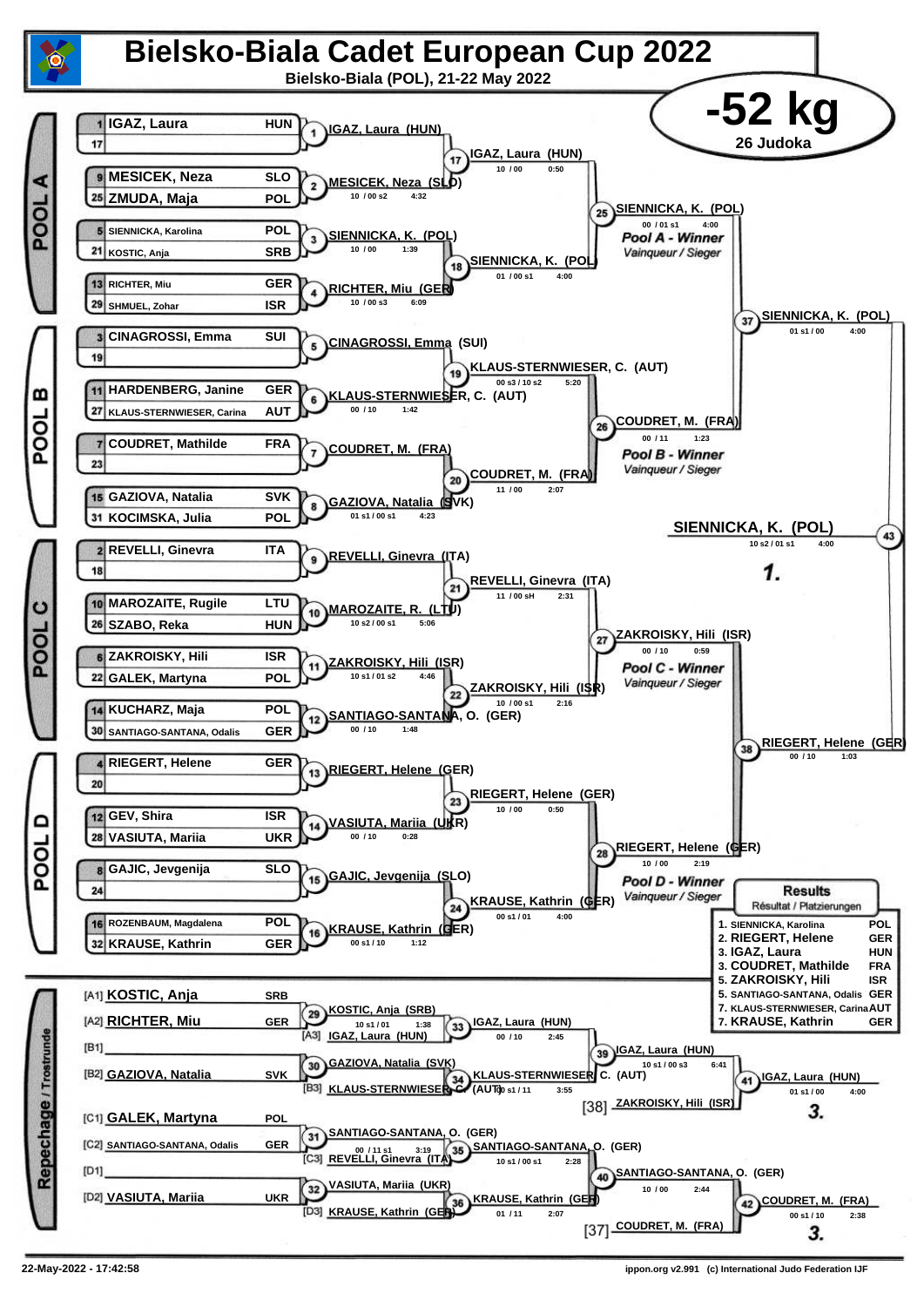# Bielsko-Biala Cadet European Cup 2022

**Bielsko-Biala (POL), 21-22 May 2022**

## -52 kg

**26 Judoka**

### POOL A

| Seed | Name | Nation |
|---|---|---|
| 1 | IGAZ, Laura | HUN |
| 17 | | |
| 9 | MESICEK, Neza | SLO |
| 25 | ZMUDA, Maja | POL |
| 5 | SIENNICKA, Karolina | POL |
| 21 | KOSTIC, Anja | SRB |
| 13 | RICHTER, Miu | GER |
| 29 | SHMUEL, Zohar | ISR |

- Contest 1: IGAZ, Laura (HUN)
- Contest 2: MESICEK, Neza (SLO) — 10 / 00 s2 — 4:32
- Contest 3: SIENNICKA, K. (POL) — 10 / 00 — 1:39
- Contest 4: RICHTER, Miu (GER) — 10 / 00 s3 — 6:09
- Contest 17: IGAZ, Laura (HUN) — 10 / 00 — 0:50
- Contest 18: SIENNICKA, K. (POL) — 01 / 00 s1 — 4:00
- Contest 25: SIENNICKA, K. (POL) — 00 / 01 s1 — 4:00 — *Pool A - Winner* / *Vainqueur / Sieger*

### POOL B

| Seed | Name | Nation |
|---|---|---|
| 3 | CINAGROSSI, Emma | SUI |
| 19 | | |
| 11 | HARDENBERG, Janine | GER |
| 27 | KLAUS-STERNWIESER, Carina | AUT |
| 7 | COUDRET, Mathilde | FRA |
| 23 | | |
| 15 | GAZIOVA, Natalia | SVK |
| 31 | KOCIMSKA, Julia | POL |

- Contest 5: CINAGROSSI, Emma (SUI)
- Contest 6: KLAUS-STERNWIESER, C. (AUT) — 00 / 10 — 1:42
- Contest 7: COUDRET, M. (FRA)
- Contest 8: GAZIOVA, Natalia (SVK) — 01 s1 / 00 s1 — 4:23
- Contest 19: KLAUS-STERNWIESER, C. (AUT) — 00 s3 / 10 s2 — 5:20
- Contest 20: COUDRET, M. (FRA) — 11 / 00 — 2:07
- Contest 26: COUDRET, M. (FRA) — 00 / 11 — 1:23 — *Pool B - Winner* / *Vainqueur / Sieger*

### POOL C

| Seed | Name | Nation |
|---|---|---|
| 2 | REVELLI, Ginevra | ITA |
| 18 | | |
| 10 | MAROZAITE, Rugile | LTU |
| 26 | SZABO, Reka | HUN |
| 6 | ZAKROISKY, Hili | ISR |
| 22 | GALEK, Martyna | POL |
| 14 | KUCHARZ, Maja | POL |
| 30 | SANTIAGO-SANTANA, Odalis | GER |

- Contest 9: REVELLI, Ginevra (ITA)
- Contest 10: MAROZAITE, R. (LTU) — 10 s2 / 00 s1 — 5:06
- Contest 11: ZAKROISKY, Hili (ISR) — 10 s1 / 01 s2 — 4:46
- Contest 12: SANTIAGO-SANTANA, O. (GER) — 00 / 10 — 1:48
- Contest 21: REVELLI, Ginevra (ITA) — 11 / 00 sH — 2:31
- Contest 22: ZAKROISKY, Hili (ISR) — 10 / 00 s1 — 2:16
- Contest 27: ZAKROISKY, Hili (ISR) — 00 / 10 — 0:59 — *Pool C - Winner* / *Vainqueur / Sieger*

### POOL D

| Seed | Name | Nation |
|---|---|---|
| 4 | RIEGERT, Helene | GER |
| 20 | | |
| 12 | GEV, Shira | ISR |
| 28 | VASIUTA, Mariia | UKR |
| 8 | GAJIC, Jevgenija | SLO |
| 24 | | |
| 16 | ROZENBAUM, Magdalena | POL |
| 32 | KRAUSE, Kathrin | GER |

- Contest 13: RIEGERT, Helene (GER)
- Contest 14: VASIUTA, Mariia (UKR) — 00 / 10 — 0:28
- Contest 15: GAJIC, Jevgenija (SLO)
- Contest 16: KRAUSE, Kathrin (GER) — 00 s1 / 10 — 1:12
- Contest 23: RIEGERT, Helene (GER) — 10 / 00 — 0:50
- Contest 24: KRAUSE, Kathrin (GER) — 00 s1 / 01 — 4:00
- Contest 28: RIEGERT, Helene (GER) — 10 / 00 — 2:19 — *Pool D - Winner* / *Vainqueur / Sieger*

### Semi-finals and Final

- Contest 37: SIENNICKA, K. (POL) — 01 s1 / 00 — 4:00
- Contest 38: RIEGERT, Helene (GER) — 00 / 10 — 1:03
- Contest 43: **SIENNICKA, K. (POL)** — 10 s2 / 01 s1 — 4:00 — **1.**

### Repechage / Trostrunde

| Position | Name | Nation |
|---|---|---|
| [A1] | KOSTIC, Anja | SRB |
| [A2] | RICHTER, Miu | GER |
| [A3] | IGAZ, Laura | HUN |
| [B1] | | |
| [B2] | GAZIOVA, Natalia | SVK |
| [B3] | KLAUS-STERNWIESER, C. | AUT |
| [C1] | GALEK, Martyna | POL |
| [C2] | SANTIAGO-SANTANA, Odalis | GER |
| [C3] | REVELLI, Ginevra | ITA |
| [D1] | | |
| [D2] | VASIUTA, Mariia | UKR |
| [D3] | KRAUSE, Kathrin | GER |

- Contest 29: KOSTIC, Anja (SRB) — 10 s1 / 01 — 1:38
- Contest 33: IGAZ, Laura (HUN) — 00 / 10 — 2:45
- Contest 30: GAZIOVA, Natalia (SVK)
- Contest 34: KLAUS-STERNWIESER, C. (AUT) — 10 s1 / 11 — 3:55
- Contest 39: IGAZ, Laura (HUN) — 10 s1 / 00 s3 — 6:41
- [38] ZAKROISKY, Hili (ISR)
- Contest 41: IGAZ, Laura (HUN) — 01 s1 / 00 — 4:00 — **3.**
- Contest 31: SANTIAGO-SANTANA, O. (GER) — 00 / 11 s1 — 3:19
- Contest 35: SANTIAGO-SANTANA, O. (GER) — 10 s1 / 00 s1 — 2:28
- Contest 32: VASIUTA, Mariia (UKR)
- Contest 36: KRAUSE, Kathrin (GER) — 01 / 11 — 2:07
- Contest 40: SANTIAGO-SANTANA, O. (GER) — 10 / 00 — 2:44
- [37] COUDRET, M. (FRA)
- Contest 42: COUDRET, M. (FRA) — 00 s1 / 10 — 2:38 — **3.**

### Results / Résultat / Platzierungen

| Place | Name | Nation |
|---|---|---|
| 1. | SIENNICKA, Karolina | POL |
| 2. | RIEGERT, Helene | GER |
| 3. | IGAZ, Laura | HUN |
| 3. | COUDRET, Mathilde | FRA |
| 5. | ZAKROISKY, Hili | ISR |
| 5. | SANTIAGO-SANTANA, Odalis | GER |
| 7. | KLAUS-STERNWIESER, Carina | AUT |
| 7. | KRAUSE, Kathrin | GER |

22-May-2022 - 17:42:58 — ippon.org v2.991 (c) International Judo Federation IJF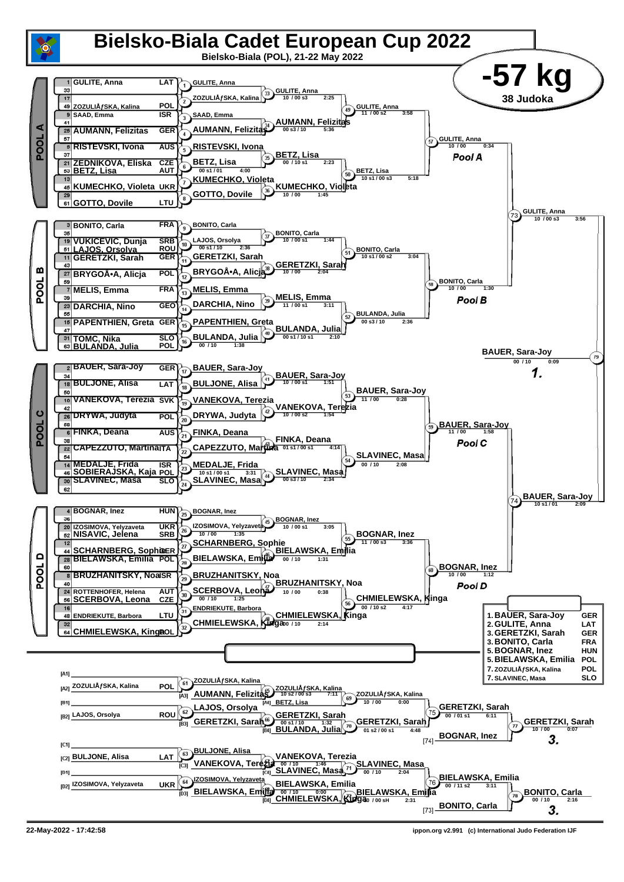# Bielsko-Biala Cadet European Cup 2022

Bielsko-Biala (POL), 21-22 May 2022

## -57 kg

38 Judoka

### POOL A

| Seed | Name | Country |
|---|---|---|
| 1 | GULITE, Anna | LAT |
| 33 | | |
| 17 | | |
| 49 | ZOZULIĂƒSKA, Kalina | POL |
| 9 | SAAD, Emma | ISR |
| 41 | | |
| 25 | AUMANN, Felizitas | GER |
| 57 | | |
| 5 | RISTEVSKI, Ivona | AUS |
| 37 | | |
| 21 | ZEDNIKOVA, Eliska | CZE |
| 53 | BETZ, Lisa | AUT |
| 13 | | |
| 45 | KUMECHKO, Violeta | UKR |
| 29 | | |
| 61 | GOTTO, Dovile | LTU |

- 1: GULITE, Anna
- 2: ZOZULIĂƒSKA, Kalina
- 3: SAAD, Emma
- 4: AUMANN, Felizitas
- 5: RISTEVSKI, Ivona
- 6: BETZ, Lisa (00 s1 / 01, 4:00)
- 7: KUMECHKO, Violeta
- 8: GOTTO, Dovile
- 33: GULITE, Anna (10 / 00 s3, 2:25)
- 34: AUMANN, Felizitas (00 s3 / 10, 5:36)
- 35: BETZ, Lisa (00 / 10 s1, 2:23)
- 36: KUMECHKO, Violeta (10 / 00, 1:45)
- 49: GULITE, Anna (11 / 00 s2, 3:58)
- 50: BETZ, Lisa (10 s1 / 00 s3, 5:18)
- 57: GULITE, Anna (10 / 00, 0:34) — Pool A

### POOL B

| Seed | Name | Country |
|---|---|---|
| 3 | BONITO, Carla | FRA |
| 35 | | |
| 19 | VUKICEVIC, Dunja | SRB |
| 51 | LAJOS, Orsolya | ROU |
| 11 | GERETZKI, Sarah | GER |
| 43 | | |
| 27 | BRYGOĂ•A, Alicja | POL |
| 59 | | |
| 7 | MELIS, Emma | FRA |
| 39 | | |
| 23 | DARCHIA, Nino | GEO |
| 55 | | |
| 15 | PAPENTHIEN, Greta | GER |
| 47 | | |
| 31 | TOMC, Nika | SLO |
| 63 | BULANDA, Julia | POL |

- 9: BONITO, Carla
- 10: LAJOS, Orsolya (00 s1 / 10, 2:36)
- 11: GERETZKI, Sarah
- 12: BRYGOĂ•A, Alicja
- 13: MELIS, Emma
- 14: DARCHIA, Nino
- 15: PAPENTHIEN, Greta
- 16: BULANDA, Julia (00 / 10, 1:38)
- 37: BONITO, Carla (10 / 00 s1, 1:44)
- 38: GERETZKI, Sarah (10 / 00, 2:04)
- 39: MELIS, Emma (11 / 00 s1, 3:11)
- 40: BULANDA, Julia (00 s1 / 10 s1, 2:10)
- 51: BONITO, Carla (10 s1 / 00 s2, 3:04)
- 52: BULANDA, Julia (00 s3 / 10, 2:36)
- 58: BONITO, Carla (10 / 00, 1:30) — Pool B

### POOL C

| Seed | Name | Country |
|---|---|---|
| 2 | BAUER, Sara-Joy | GER |
| 34 | | |
| 18 | BULJONE, Alisa | LAT |
| 50 | | |
| 10 | VANEKOVA, Terezia | SVK |
| 42 | | |
| 26 | DRYWA, Judyta | POL |
| 58 | | |
| 6 | FINKA, Deana | AUS |
| 38 | | |
| 22 | CAPEZZUTO, Martina | ITA |
| 54 | | |
| 14 | MEDALJE, Frida | ISR |
| 46 | SOBIERAJSKA, Kaja | POL |
| 30 | SLAVINEC, Masa | SLO |
| 62 | | |

- 17: BAUER, Sara-Joy
- 18: BULJONE, Alisa
- 19: VANEKOVA, Terezia
- 20: DRYWA, Judyta
- 21: FINKA, Deana
- 22: CAPEZZUTO, Martina
- 23: MEDALJE, Frida (10 s1 / 00 s1, 3:31)
- 24: SLAVINEC, Masa
- 41: BAUER, Sara-Joy (10 / 00 s1, 1:51)
- 42: VANEKOVA, Terezia (10 / 00 s2, 1:54)
- 43: FINKA, Deana (01 s1 / 00 s1, 4:14)
- 44: SLAVINEC, Masa (00 s3 / 10, 2:34)
- 53: BAUER, Sara-Joy (11 / 00, 0:28)
- 54: SLAVINEC, Masa (00 / 10, 2:08)
- 59: BAUER, Sara-Joy (11 / 00, 1:58) — Pool C

### POOL D

| Seed | Name | Country |
|---|---|---|
| 4 | BOGNAR, Inez | HUN |
| 36 | | |
| 20 | IZOSIMOVA, Yelyzaveta | UKR |
| 52 | NISAVIC, Jelena | SRB |
| 12 | | |
| 44 | SCHARNBERG, Sophie | GER |
| 28 | BIELAWSKA, Emilia | POL |
| 60 | | |
| 8 | BRUZHANITSKY, Noa | ISR |
| 40 | | |
| 24 | ROTTENHOFER, Helena | AUT |
| 56 | SCERBOVA, Leona | CZE |
| 16 | | |
| 48 | ENDRIEKUTE, Barbora | LTU |
| 32 | | |
| 64 | CHMIELEWSKA, Kinga | POL |

- 25: BOGNAR, Inez
- 26: IZOSIMOVA, Yelyzaveta (10 / 00, 1:35)
- 27: SCHARNBERG, Sophie
- 28: BIELAWSKA, Emilia
- 29: BRUZHANITSKY, Noa
- 30: SCERBOVA, Leona (00 / 10, 1:25)
- 31: ENDRIEKUTE, Barbora
- 32: CHMIELEWSKA, Kinga
- 45: BOGNAR, Inez (10 / 00 s1, 3:05)
- 46: BIELAWSKA, Emilia (00 / 10, 1:31)
- 47: BRUZHANITSKY, Noa (10 / 00, 0:38)
- 48: CHMIELEWSKA, Kinga (00 / 10, 2:14)
- 55: BOGNAR, Inez (11 / 00 s3, 3:36)
- 56: CHMIELEWSKA, Kinga (00 / 10 s2, 4:17)
- 60: BOGNAR, Inez (10 / 00, 1:12) — Pool D

### Semi-finals and Final

- 73: GULITE, Anna (10 / 00 s3, 3:56)
- 74: BAUER, Sara-Joy (10 s1 / 01, 2:09)
- 79: BAUER, Sara-Joy (00 / 10, 0:09) — 1.

### Repechage

- [A1]
- [A2] ZOZULIĂƒSKA, Kalina — POL
- [B1]
- [B2] LAJOS, Orsolya — ROU
- [C1]
- [C2] BULJONE, Alisa — LAT
- [D1]
- [D2] IZOSIMOVA, Yelyzaveta — UKR

- 61: ZOZULIĂƒSKA, Kalina
- 62: LAJOS, Orsolya
- 63: BULJONE, Alisa
- 64: IZOSIMOVA, Yelyzaveta
- 65: ZOZULIĂƒSKA, Kalina (10 s2 / 00 s3, 7:11) — vs [A3] AUMANN, Felizitas
- 66: GERETZKI, Sarah (00 s1 / 10, 1:32) — vs [B3] GERETZKI, Sarah
- 67: VANEKOVA, Terezia (00 / 10, 1:46) — vs [C3] VANEKOVA, Terezia
- 68: BIELAWSKA, Emilia (00 / 10, 0:00) — vs [D3] BIELAWSKA, Emilia
- 69: ZOZULIĂƒSKA, Kalina (10 / 00, 0:00) — vs [A4] BETZ, Lisa
- 70: GERETZKI, Sarah (01 s2 / 00 s1, 4:48) — vs [B4] BULANDA, Julia
- 71: SLAVINEC, Masa (00 / 10, 2:04) — vs [C4] SLAVINEC, Masa
- 72: BIELAWSKA, Emilia (10 / 00 sH, 2:31) — vs [D4] CHMIELEWSKA, Kinga
- 75: GERETZKI, Sarah (00 / 01 s1, 6:11)
- 76: BIELAWSKA, Emilia (00 / 11 s2, 3:11)
- 77: GERETZKI, Sarah (10 / 00, 0:07) vs [74] BOGNAR, Inez — 3.
- 78: BONITO, Carla (00 / 10, 2:16) vs [73] BONITO, Carla — 3.

### Final Results

| Place | Name | Country |
|---|---|---|
| 1. | BAUER, Sara-Joy | GER |
| 2. | GULITE, Anna | LAT |
| 3. | GERETZKI, Sarah | GER |
| 3. | BONITO, Carla | FRA |
| 5. | BOGNAR, Inez | HUN |
| 5. | BIELAWSKA, Emilia | POL |
| 7. | ZOZULIĂƒSKA, Kalina | POL |
| 7. | SLAVINEC, Masa | SLO |

22-May-2022 - 17:42:58

ippon.org v2.991 (c) International Judo Federation IJF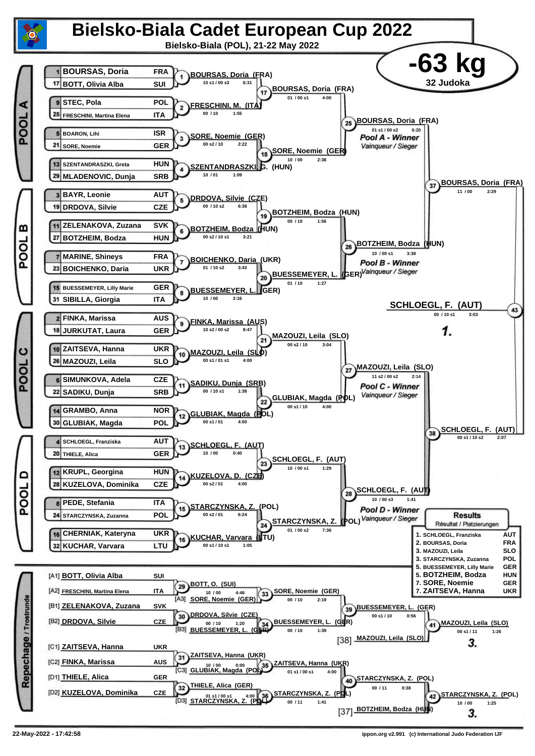# Bielsko-Biala Cadet European Cup 2022

**Bielsko-Biala (POL), 21-22 May 2022**

## -63 kg

**32 Judoka**

### POOL A

| Seed | Name | Nation |
|---|---|---|
| 1 | BOURSAS, Doria | FRA |
| 17 | BOTT, Olivia Alba | SUI |
| 9 | STEC, Pola | POL |
| 25 | FRESCHINI, Martina Elena | ITA |
| 5 | BOARON, Lihi | ISR |
| 21 | SORE, Noemie | GER |
| 13 | SZENTANDRASZKI, Greta | HUN |
| 29 | MLADENOVIC, Dunja | SRB |

- Contest 1: BOURSAS, Doria (FRA) — 10 s1 / 00 s3 — 6:31
- Contest 2: FRESCHINI, M. (ITA) — 00 / 10 — 1:55
- Contest 3: SORE, Noemie (GER) — 00 s2 / 10 — 2:22
- Contest 4: SZENTANDRASZKI, G. (HUN) — 10 / 01 — 1:09
- Contest 17: BOURSAS, Doria (FRA) — 01 / 00 s1 — 4:00
- Contest 18: SORE, Noemie (GER) — 10 / 00 — 2:38
- Contest 25: BOURSAS, Doria (FRA) — 01 s1 / 00 s2 — 6:20 — *Pool A - Winner / Vainqueur / Sieger*

### POOL B

| Seed | Name | Nation |
|---|---|---|
| 3 | BAYR, Leonie | AUT |
| 19 | DRDOVA, Silvie | CZE |
| 11 | ZELENAKOVA, Zuzana | SVK |
| 27 | BOTZHEIM, Bodza | HUN |
| 7 | MARINE, Shineys | FRA |
| 23 | BOICHENKO, Daria | UKR |
| 15 | BUESSEMEYER, Lilly Marie | GER |
| 31 | SIBILLA, Giorgia | ITA |

- Contest 5: DRDOVA, Silvie (CZE) — 00 / 10 s2 — 6:38
- Contest 6: BOTZHEIM, Bodza (HUN) — 00 s2 / 10 s1 — 3:21
- Contest 7: BOICHENKO, Daria (UKR) — 01 / 10 s2 — 3:43
- Contest 8: BUESSEMEYER, L. (GER) — 10 / 00 — 2:16
- Contest 19: BOTZHEIM, Bodza (HUN) — 00 / 10 — 1:56
- Contest 20: BUESSEMEYER, L. (GER) — 01 / 10 — 1:27
- Contest 26: BOTZHEIM, Bodza (HUN) — 10 / 00 s1 — 3:38 — *Pool B - Winner / Vainqueur / Sieger*

### POOL C

| Seed | Name | Nation |
|---|---|---|
| 2 | FINKA, Marissa | AUS |
| 18 | JURKUTAT, Laura | GER |
| 10 | ZAITSEVA, Hanna | UKR |
| 26 | MAZOUZI, Leila | SLO |
| 6 | SIMUNKOVA, Adela | CZE |
| 22 | SADIKU, Dunja | SRB |
| 14 | GRAMBO, Anna | NOR |
| 30 | GLUBIAK, Magda | POL |

- Contest 9: FINKA, Marissa (AUS) — 10 s2 / 00 s2 — 8:47
- Contest 10: MAZOUZI, Leila (SLO) — 00 s1 / 01 s1 — 4:00
- Contest 11: SADIKU, Dunja (SRB) — 00 / 10 s1 — 1:38
- Contest 12: GLUBIAK, Magda (POL) — 00 s1 / 01 — 4:00
- Contest 21: MAZOUZI, Leila (SLO) — 00 s2 / 10 — 3:04
- Contest 22: GLUBIAK, Magda (POL) — 00 s1 / 10 — 4:00
- Contest 27: MAZOUZI, Leila (SLO) — 11 s2 / 00 s2 — 2:14 — *Pool C - Winner / Vainqueur / Sieger*

### POOL D

| Seed | Name | Nation |
|---|---|---|
| 4 | SCHLOEGL, Franziska | AUT |
| 20 | THIELE, Alica | GER |
| 12 | KRUPL, Georgina | HUN |
| 28 | KUZELOVA, Dominika | CZE |
| 8 | PEDE, Stefania | ITA |
| 24 | STARCZYNSKA, Zuzanna | POL |
| 16 | CHERNIAK, Kateryna | UKR |
| 32 | KUCHAR, Varvara | LTU |

- Contest 13: SCHLOEGL, F. (AUT) — 10 / 00 — 0:40
- Contest 14: KUZELOVA, D. (CZE) — 00 s2 / 01 — 4:00
- Contest 15: STARCZYNSKA, Z. (POL) — 00 s2 / 01 — 6:24
- Contest 16: KUCHAR, Varvara (LTU) — 00 s1 / 10 s1 — 1:05
- Contest 23: SCHLOEGL, F. (AUT) — 10 / 00 s1 — 1:29
- Contest 24: STARCZYNSKA, Z. (POL) — 01 / 00 s2 — 7:36
- Contest 28: SCHLOEGL, F. (AUT) — 10 / 00 s3 — 1:41 — *Pool D - Winner / Vainqueur / Sieger*

### Semi-finals and Final

- Contest 37: BOURSAS, Doria (FRA) — 11 / 00 — 2:29
- Contest 38: SCHLOEGL, F. (AUT) — 00 s1 / 10 s2 — 2:07
- Contest 43 (Final): SCHLOEGL, F. (AUT) — 00 / 10 s1 — 3:03 — **1.**

### Repechage / Trostrunde

| | Name | Nation |
|---|---|---|
| [A1] | BOTT, Olivia Alba | SUI |
| [A2] | FRESCHINI, Martina Elena | ITA |
| [B1] | ZELENAKOVA, Zuzana | SVK |
| [B2] | DRDOVA, Silvie | CZE |
| [C1] | ZAITSEVA, Hanna | UKR |
| [C2] | FINKA, Marissa | AUS |
| [D1] | THIELE, Alica | GER |
| [D2] | KUZELOVA, Dominika | CZE |

- Contest 29: BOTT, O. (SUI) — 10 / 00 — 4:46
- Contest 33: SORE, Noemie (GER) [A3] — 00 / 10 — 2:19
- Contest 30: DRDOVA, Silvie (CZE) — 00 / 10 — 1:20
- Contest 34: BUESSEMEYER, L. (GER) [B3] — 00 / 10 — 1:39
- Contest 39: BUESSEMEYER, L. (GER) — 00 s1 / 10 — 0:56
- Contest 41: MAZOUZI, Leila (SLO) [38] — 00 s1 / 11 — 1:26 — **3.**
- Contest 31: ZAITSEVA, Hanna (UKR) — 10 / 00 — 0:00
- Contest 35: ZAITSEVA, Hanna (UKR) vs GLUBIAK, Magda (POL) [C3] — 01 s1 / 00 s1 — 4:00
- Contest 32: THIELE, Alica (GER) — 01 s1 / 00 s1 — 4:00
- Contest 36: STARCZYNSKA, Z. (POL) [D3] — 00 / 11 — 1:41
- Contest 40: STARCZYNSKA, Z. (POL) — 00 / 11 — 0:38
- Contest 42: STARCZYNSKA, Z. (POL) vs BOTZHEIM, Bodza (HUN) [37] — 10 / 00 — 1:25 — **3.**

### Results / Résultat / Platzierungen

| Place | Name | Nation |
|---|---|---|
| 1. | SCHLOEGL, Franziska | AUT |
| 2. | BOURSAS, Doria | FRA |
| 3. | MAZOUZI, Leila | SLO |
| 3. | STARCZYNSKA, Zuzanna | POL |
| 5. | BUESSEMEYER, Lilly Marie | GER |
| 5. | BOTZHEIM, Bodza | HUN |
| 7. | SORE, Noemie | GER |
| 7. | ZAITSEVA, Hanna | UKR |

22-May-2022 - 17:42:58 — ippon.org v2.991 (c) International Judo Federation IJF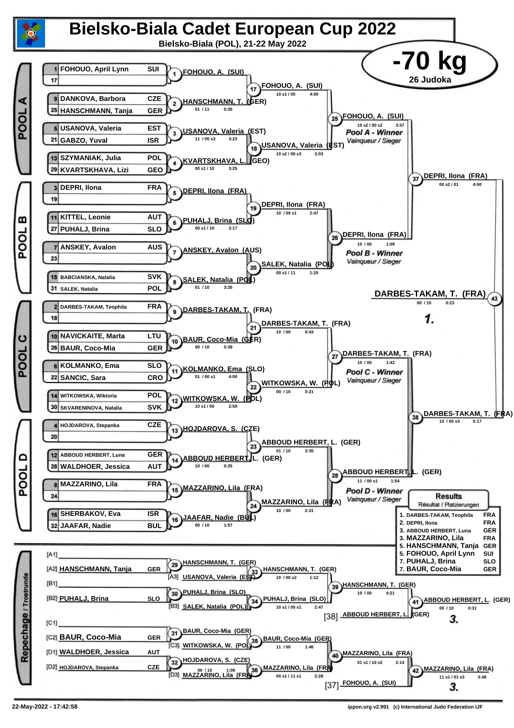# Bielsko-Biala Cadet European Cup 2022

**Bielsko-Biala (POL), 21-22 May 2022**

## -70 kg

**26 Judoka**

### POOL A

| Seed | Name | Country |
|---|---|---|
| 1 | FOHOUO, April Lynn | SUI |
| 17 | | |
| 9 | DANKOVA, Barbora | CZE |
| 25 | HANSCHMANN, Tanja | GER |
| 5 | USANOVA, Valeria | EST |
| 21 | GABZO, Yuval | ISR |
| 13 | SZYMANIAK, Julia | POL |
| 29 | KVARTSKHAVA, Lizi | GEO |

- (1) FOHOUO, A. (SUI)
- (2) HANSCHMANN, T. (GER) — 01 / 11 — 0:35
- (3) USANOVA, Valeria (EST) — 11 / 00 s3 — 3:23
- (4) KVARTSKHAVA, L. (GEO) — 00 s1 / 10 — 3:25
- (17) FOHOUO, A. (SUI) — 10 s1 / 00 — 4:00
- (18) USANOVA, Valeria (EST) — 10 s2 / 00 s3 — 3:03
- (25) FOHOUO, A. (SUI) — 10 s2 / 00 s2 — 3:57 — *Pool A - Winner* / *Vainqueur / Sieger*

### POOL B

| Seed | Name | Country |
|---|---|---|
| 3 | DEPRI, Ilona | FRA |
| 19 | | |
| 11 | KITTEL, Leonie | AUT |
| 27 | PUHALJ, Brina | SLO |
| 7 | ANSKEY, Avalon | AUS |
| 23 | | |
| 15 | BABCIANSKA, Natalia | SVK |
| 31 | SALEK, Natalia | POL |

- (5) DEPRI, Ilona (FRA)
- (6) PUHALJ, Brina (SLO) — 00 s1 / 10 — 2:17
- (7) ANSKEY, Avalon (AUS)
- (8) SALEK, Natalia (POL) — 01 / 10 — 3:26
- (19) DEPRI, Ilona (FRA) — 10 / 00 s1 — 2:47
- (20) SALEK, Natalia (POL) — 00 s1 / 11 — 1:25
- (26) DEPRI, Ilona (FRA) — 10 / 00 — 1:09 — *Pool B - Winner* / *Vainqueur / Sieger*

### POOL C

| Seed | Name | Country |
|---|---|---|
| 2 | DARBES-TAKAM, Teophila | FRA |
| 18 | | |
| 10 | NAVICKAITE, Marta | LTU |
| 26 | BAUR, Coco-Mia | GER |
| 6 | KOLMANKO, Ema | SLO |
| 22 | SANCIC, Sara | CRO |
| 14 | WITKOWSKA, Wiktoria | POL |
| 30 | SKVARENINOVA, Natalia | SVK |

- (9) DARBES-TAKAM, T. (FRA)
- (10) BAUR, Coco-Mia (GER) — 00 / 10 — 0:39
- (11) KOLMANKO, Ema (SLO) — 01 / 00 s1 — 4:00
- (12) WITKOWSKA, W. (POL) — 10 s1 / 00 — 2:50
- (21) DARBES-TAKAM, T. (FRA) — 10 / 00 — 0:43
- (22) WITKOWSKA, W. (POL) — 00 / 10 — 0:21
- (27) DARBES-TAKAM, T. (FRA) — 10 / 00 — 1:42 — *Pool C - Winner* / *Vainqueur / Sieger*

### POOL D

| Seed | Name | Country |
|---|---|---|
| 4 | HOJDAROVA, Stepanka | CZE |
| 20 | | |
| 12 | ABBOUD HERBERT, Luna | GER |
| 28 | WALDHOER, Jessica | AUT |
| 8 | MAZZARINO, Lila | FRA |
| 24 | | |
| 16 | SHERBAKOV, Eva | ISR |
| 32 | JAAFAR, Nadie | BUL |

- (13) HOJDAROVA, S. (CZE)
- (14) ABBOUD HERBERT, L. (GER) — 10 / 00 — 0:25
- (15) MAZZARINO, Lila (FRA)
- (16) JAAFAR, Nadie (BUL) — 00 / 10 — 1:57
- (23) ABBOUD HERBERT, L. (GER) — 01 / 10 — 3:35
- (24) MAZZARINO, Lila (FRA) — 10 / 00 — 2:31
- (28) ABBOUD HERBERT, L. (GER) — 11 / 00 s1 — 1:54 — *Pool D - Winner* / *Vainqueur / Sieger*

### Semi-finals and Final

- (37) DEPRI, Ilona (FRA) — 00 s2 / 01 — 4:00
- (38) DARBES-TAKAM, T. (FRA) — 10 / 00 s3 — 5:17
- (43) DARBES-TAKAM, T. (FRA) — 00 / 10 — 0:23 — **1.**

### Repechage / Trostrunde

| Pos | Name | Country |
|---|---|---|
| [A1] | | |
| [A2] | HANSCHMANN, Tanja | GER |
| [B1] | | |
| [B2] | PUHALJ, Brina | SLO |
| [C1] | | |
| [C2] | BAUR, Coco-Mia | GER |
| [D1] | WALDHOER, Jessica | AUT |
| [D2] | HOJDAROVA, Stepanka | CZE |

- (29) HANSCHMANN, T. (GER)
- (33) [A3] USANOVA, Valeria (EST) vs HANSCHMANN, T. (GER) — 10 / 00 s2 — 1:12
- (30) PUHALJ, Brina (SLO)
- (34) [B3] SALEK, Natalia (POL) vs PUHALJ, Brina (SLO) — 10 s1 / 00 s1 — 2:47
- (39) HANSCHMANN, T. (GER) — 10 / 00 — 0:21
- (41) [38] ABBOUD HERBERT, L. (GER) vs ABBOUD HERBERT, L. (GER) — 00 / 10 — 0:31 — **3.**
- (31) BAUR, Coco-Mia (GER)
- (35) [C3] WITKOWSKA, W. (POL) vs BAUR, Coco-Mia (GER) — 11 / 00 — 1:46
- (32) HOJDAROVA, S. (CZE) — 00 / 10 — 1:09
- (36) [D3] MAZZARINO, Lila (FRA) vs MAZZARINO, Lila (FRA) — 00 s1 / 11 s1 — 2:28
- (40) MAZZARINO, Lila (FRA) — 01 s1 / 10 s2 — 2:14
- (42) [37] FOHOUO, A. (SUI) vs MAZZARINO, Lila (FRA) — 11 s1 / 01 s3 — 3:48 — **3.**

### Results

Résultat / Platzierungen

| Place | Name | Country |
|---|---|---|
| 1. | DARBES-TAKAM, Teophila | FRA |
| 2. | DEPRI, Ilona | FRA |
| 3. | ABBOUD HERBERT, Luna | GER |
| 3. | MAZZARINO, Lila | FRA |
| 5. | HANSCHMANN, Tanja | GER |
| 5. | FOHOUO, April Lynn | SUI |
| 7. | PUHALJ, Brina | SLO |
| 7. | BAUR, Coco-Mia | GER |

22-May-2022 - 17:42:58 — ippon.org v2.991 (c) International Judo Federation IJF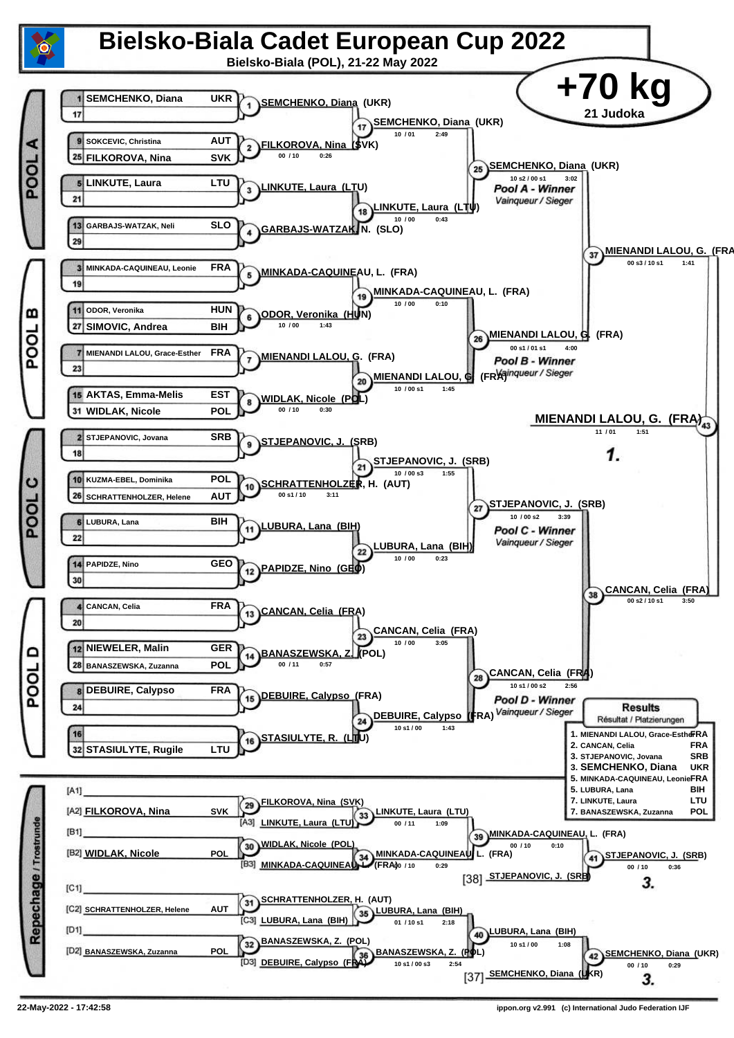# Bielsko-Biala Cadet European Cup 2022

**Bielsko-Biala (POL), 21-22 May 2022**

## +70 kg

**21 Judoka**

### POOL A

| Seed | Name | Country |
|---|---|---|
| 1 | SEMCHENKO, Diana | UKR |
| 17 | | |
| 9 | SOKCEVIC, Christina | AUT |
| 25 | FILKOROVA, Nina | SVK |
| 5 | LINKUTE, Laura | LTU |
| 21 | | |
| 13 | GARBAJS-WATZAK, Neli | SLO |
| 29 | | |

- 1: SEMCHENKO, Diana (UKR)
- 2: FILKOROVA, Nina (SVK) — 00 / 10 — 0:26
- 3: LINKUTE, Laura (LTU)
- 4: GARBAJS-WATZAK, N. (SLO)
- 17: SEMCHENKO, Diana (UKR) — 10 / 01 — 2:49
- 18: LINKUTE, Laura (LTU) — 10 / 00 — 0:43
- 25: SEMCHENKO, Diana (UKR) — 10 s2 / 00 s1 — 3:02 — *Pool A - Winner* / *Vainqueur / Sieger*

### POOL B

| Seed | Name | Country |
|---|---|---|
| 3 | MINKADA-CAQUINEAU, Leonie | FRA |
| 19 | | |
| 11 | ODOR, Veronika | HUN |
| 27 | SIMOVIC, Andrea | BIH |
| 7 | MIENANDI LALOU, Grace-Esther | FRA |
| 23 | | |
| 15 | AKTAS, Emma-Melis | EST |
| 31 | WIDLAK, Nicole | POL |

- 5: MINKADA-CAQUINEAU, L. (FRA)
- 6: ODOR, Veronika (HUN) — 10 / 00 — 1:43
- 7: MIENANDI LALOU, G. (FRA)
- 8: WIDLAK, Nicole (POL) — 00 / 10 — 0:30
- 19: MINKADA-CAQUINEAU, L. (FRA) — 10 / 00 — 0:10
- 20: MIENANDI LALOU, G. (FRA) — 10 / 00 s1 — 1:45
- 26: MIENANDI LALOU, G. (FRA) — 00 s1 / 01 s1 — 4:00 — *Pool B - Winner* / *Vainqueur / Sieger*

### POOL C

| Seed | Name | Country |
|---|---|---|
| 2 | STJEPANOVIC, Jovana | SRB |
| 18 | | |
| 10 | KUZMA-EBEL, Dominika | POL |
| 26 | SCHRATTENHOLZER, Helene | AUT |
| 6 | LUBURA, Lana | BIH |
| 22 | | |
| 14 | PAPIDZE, Nino | GEO |
| 30 | | |

- 9: STJEPANOVIC, J. (SRB)
- 10: SCHRATTENHOLZER, H. (AUT) — 00 s1 / 10 — 3:11
- 11: LUBURA, Lana (BIH)
- 12: PAPIDZE, Nino (GEO)
- 21: STJEPANOVIC, J. (SRB) — 10 / 00 s3 — 1:55
- 22: LUBURA, Lana (BIH) — 10 / 00 — 0:23
- 27: STJEPANOVIC, J. (SRB) — 10 / 00 s2 — 3:39 — *Pool C - Winner* / *Vainqueur / Sieger*

### POOL D

| Seed | Name | Country |
|---|---|---|
| 4 | CANCAN, Celia | FRA |
| 20 | | |
| 12 | NIEWELER, Malin | GER |
| 28 | BANASZEWSKA, Zuzanna | POL |
| 8 | DEBUIRE, Calypso | FRA |
| 24 | | |
| 16 | | |
| 32 | STASIULYTE, Rugile | LTU |

- 13: CANCAN, Celia (FRA)
- 14: BANASZEWSKA, Z. (POL) — 00 / 11 — 0:57
- 15: DEBUIRE, Calypso (FRA)
- 16: STASIULYTE, R. (LTU)
- 23: CANCAN, Celia (FRA) — 10 / 00 — 3:05
- 24: DEBUIRE, Calypso (FRA) — 10 s1 / 00 — 1:43
- 28: CANCAN, Celia (FRA) — 10 s1 / 00 s2 — 2:56 — *Pool D - Winner* / *Vainqueur / Sieger*

### Semi-finals and Final

- 37: MIENANDI LALOU, G. (FRA) — 00 s3 / 10 s1 — 1:41
- 38: CANCAN, Celia (FRA) — 00 s2 / 10 s1 — 3:50
- 43: MIENANDI LALOU, G. (FRA) — 11 / 01 — 1:51 — **1.**

### Repechage / Trostrunde

- [A1]
- [A2] FILKOROVA, Nina — SVK
- 29: FILKOROVA, Nina (SVK)
- [A3] LINKUTE, Laura (LTU)
- 33: LINKUTE, Laura (LTU) — 00 / 11 — 1:09
- [B1]
- [B2] WIDLAK, Nicole — POL
- 30: WIDLAK, Nicole (POL)
- [B3] MINKADA-CAQUINEAU, L. (FRA)
- 34: MINKADA-CAQUINEAU, L. (FRA) — 00 / 10 — 0:29
- 39: MINKADA-CAQUINEAU, L. (FRA) — 00 / 10 — 0:10
- [38] STJEPANOVIC, J. (SRB)
- 41: STJEPANOVIC, J. (SRB) — 00 / 10 — 0:36 — **3.**
- [C1]
- [C2] SCHRATTENHOLZER, Helene — AUT
- 31: SCHRATTENHOLZER, H. (AUT)
- [C3] LUBURA, Lana (BIH)
- 35: LUBURA, Lana (BIH) — 01 / 10 s1 — 2:18
- [D1]
- [D2] BANASZEWSKA, Zuzanna — POL
- 32: BANASZEWSKA, Z. (POL)
- [D3] DEBUIRE, Calypso (FRA)
- 36: BANASZEWSKA, Z. (POL) — 10 s1 / 00 s3 — 2:54
- 40: LUBURA, Lana (BIH) — 10 s1 / 00 — 1:08
- [37] SEMCHENKO, Diana (UKR)
- 42: SEMCHENKO, Diana (UKR) — 00 / 10 — 0:29 — **3.**

### Results / Résultat / Platzierungen

| Place | Name | Country |
|---|---|---|
| 1. | MIENANDI LALOU, Grace-Esther | FRA |
| 2. | CANCAN, Celia | FRA |
| 3. | STJEPANOVIC, Jovana | SRB |
| 3. | SEMCHENKO, Diana | UKR |
| 5. | MINKADA-CAQUINEAU, Leonie | FRA |
| 5. | LUBURA, Lana | BIH |
| 7. | LINKUTE, Laura | LTU |
| 7. | BANASZEWSKA, Zuzanna | POL |

22-May-2022 - 17:42:58

ippon.org v2.991 (c) International Judo Federation IJF